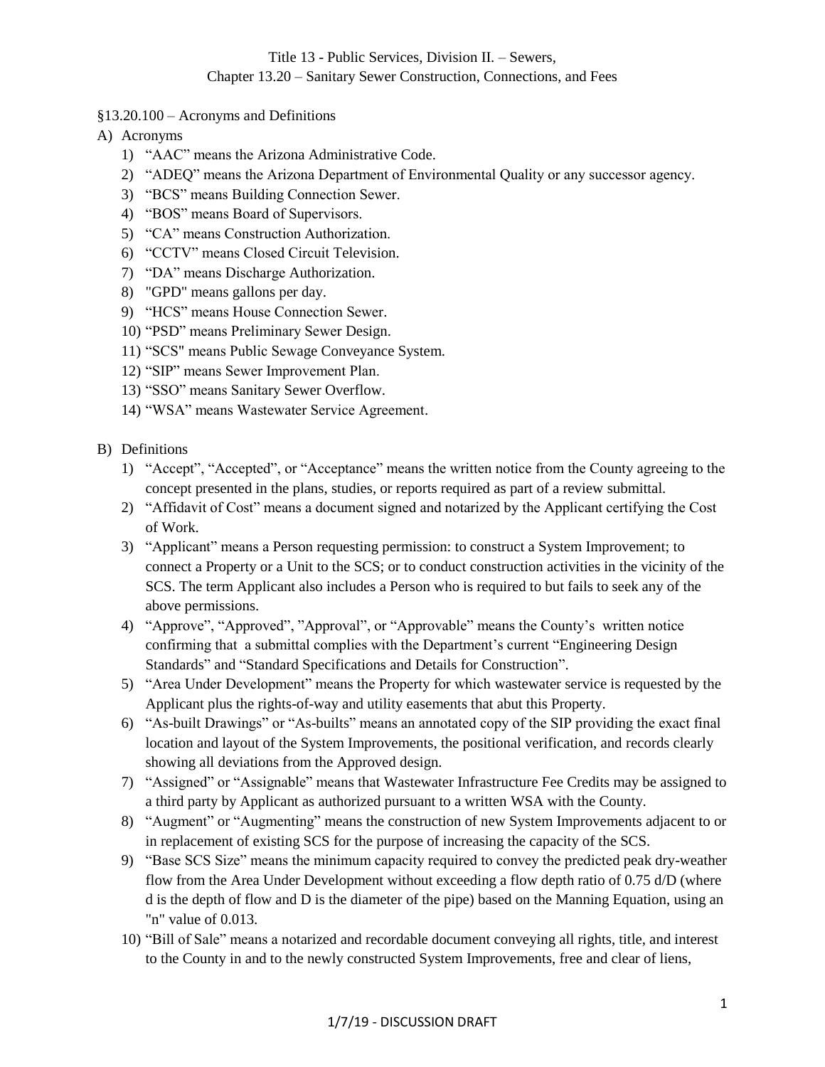Title 13 - Public Services, Division II. – Sewers,
Chapter 13.20 – Sanitary Sewer Construction, Connections, and Fees

§13.20.100 – Acronyms and Definitions

A) Acronyms
   1) “AAC” means the Arizona Administrative Code.
   2) “ADEQ” means the Arizona Department of Environmental Quality or any successor agency.
   3) “BCS” means Building Connection Sewer.
   4) “BOS” means Board of Supervisors.
   5) “CA” means Construction Authorization.
   6) “CCTV” means Closed Circuit Television.
   7) “DA” means Discharge Authorization.
   8) "GPD" means gallons per day.
   9) “HCS” means House Connection Sewer.
   10) “PSD” means Preliminary Sewer Design.
   11) “SCS" means Public Sewage Conveyance System.
   12) “SIP” means Sewer Improvement Plan.
   13) “SSO” means Sanitary Sewer Overflow.
   14) “WSA” means Wastewater Service Agreement.

B) Definitions
   1) “Accept”, “Accepted”, or “Acceptance” means the written notice from the County agreeing to the concept presented in the plans, studies, or reports required as part of a review submittal.
   2) “Affidavit of Cost” means a document signed and notarized by the Applicant certifying the Cost of Work.
   3) “Applicant” means a Person requesting permission: to construct a System Improvement; to connect a Property or a Unit to the SCS; or to conduct construction activities in the vicinity of the SCS. The term Applicant also includes a Person who is required to but fails to seek any of the above permissions.
   4) “Approve”, “Approved”, ”Approval”, or “Approvable” means the County’s written notice confirming that a submittal complies with the Department’s current “Engineering Design Standards” and “Standard Specifications and Details for Construction”.
   5) “Area Under Development” means the Property for which wastewater service is requested by the Applicant plus the rights-of-way and utility easements that abut this Property.
   6) “As-built Drawings” or “As-builts” means an annotated copy of the SIP providing the exact final location and layout of the System Improvements, the positional verification, and records clearly showing all deviations from the Approved design.
   7) “Assigned” or “Assignable” means that Wastewater Infrastructure Fee Credits may be assigned to a third party by Applicant as authorized pursuant to a written WSA with the County.
   8) “Augment” or “Augmenting” means the construction of new System Improvements adjacent to or in replacement of existing SCS for the purpose of increasing the capacity of the SCS.
   9) “Base SCS Size” means the minimum capacity required to convey the predicted peak dry-weather flow from the Area Under Development without exceeding a flow depth ratio of 0.75 d/D (where d is the depth of flow and D is the diameter of the pipe) based on the Manning Equation, using an "n" value of 0.013.
   10) “Bill of Sale” means a notarized and recordable document conveying all rights, title, and interest to the County in and to the newly constructed System Improvements, free and clear of liens,

1/7/19 - DISCUSSION DRAFT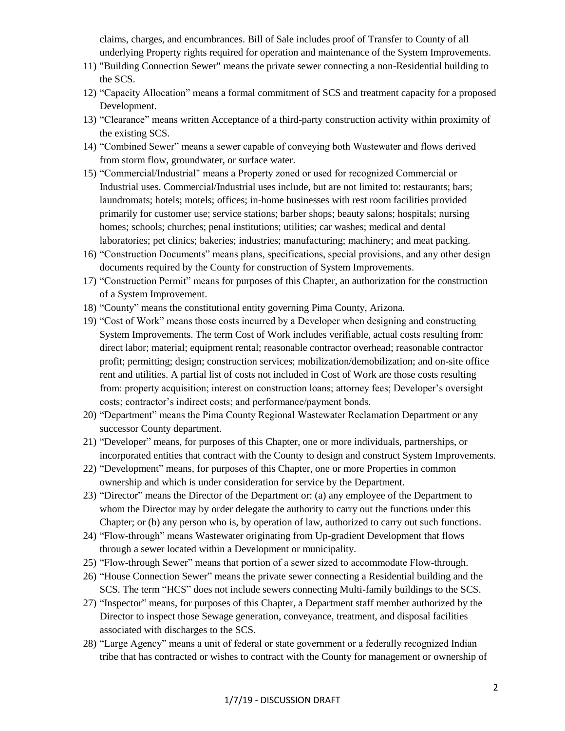claims, charges, and encumbrances. Bill of Sale includes proof of Transfer to County of all underlying Property rights required for operation and maintenance of the System Improvements.

11) "Building Connection Sewer" means the private sewer connecting a non-Residential building to the SCS.
12) "Capacity Allocation" means a formal commitment of SCS and treatment capacity for a proposed Development.
13) "Clearance" means written Acceptance of a third-party construction activity within proximity of the existing SCS.
14) "Combined Sewer" means a sewer capable of conveying both Wastewater and flows derived from storm flow, groundwater, or surface water.
15) "Commercial/Industrial" means a Property zoned or used for recognized Commercial or Industrial uses. Commercial/Industrial uses include, but are not limited to: restaurants; bars; laundromats; hotels; motels; offices; in-home businesses with rest room facilities provided primarily for customer use; service stations; barber shops; beauty salons; hospitals; nursing homes; schools; churches; penal institutions; utilities; car washes; medical and dental laboratories; pet clinics; bakeries; industries; manufacturing; machinery; and meat packing.
16) "Construction Documents" means plans, specifications, special provisions, and any other design documents required by the County for construction of System Improvements.
17) "Construction Permit" means for purposes of this Chapter, an authorization for the construction of a System Improvement.
18) "County" means the constitutional entity governing Pima County, Arizona.
19) "Cost of Work" means those costs incurred by a Developer when designing and constructing System Improvements. The term Cost of Work includes verifiable, actual costs resulting from: direct labor; material; equipment rental; reasonable contractor overhead; reasonable contractor profit; permitting; design; construction services; mobilization/demobilization; and on-site office rent and utilities. A partial list of costs not included in Cost of Work are those costs resulting from: property acquisition; interest on construction loans; attorney fees; Developer's oversight costs; contractor's indirect costs; and performance/payment bonds.
20) "Department" means the Pima County Regional Wastewater Reclamation Department or any successor County department.
21) "Developer" means, for purposes of this Chapter, one or more individuals, partnerships, or incorporated entities that contract with the County to design and construct System Improvements.
22) "Development" means, for purposes of this Chapter, one or more Properties in common ownership and which is under consideration for service by the Department.
23) "Director" means the Director of the Department or: (a) any employee of the Department to whom the Director may by order delegate the authority to carry out the functions under this Chapter; or (b) any person who is, by operation of law, authorized to carry out such functions.
24) "Flow-through" means Wastewater originating from Up-gradient Development that flows through a sewer located within a Development or municipality.
25) "Flow-through Sewer" means that portion of a sewer sized to accommodate Flow-through.
26) "House Connection Sewer" means the private sewer connecting a Residential building and the SCS. The term "HCS" does not include sewers connecting Multi-family buildings to the SCS.
27) "Inspector" means, for purposes of this Chapter, a Department staff member authorized by the Director to inspect those Sewage generation, conveyance, treatment, and disposal facilities associated with discharges to the SCS.
28) "Large Agency" means a unit of federal or state government or a federally recognized Indian tribe that has contracted or wishes to contract with the County for management or ownership of

1/7/19 - DISCUSSION DRAFT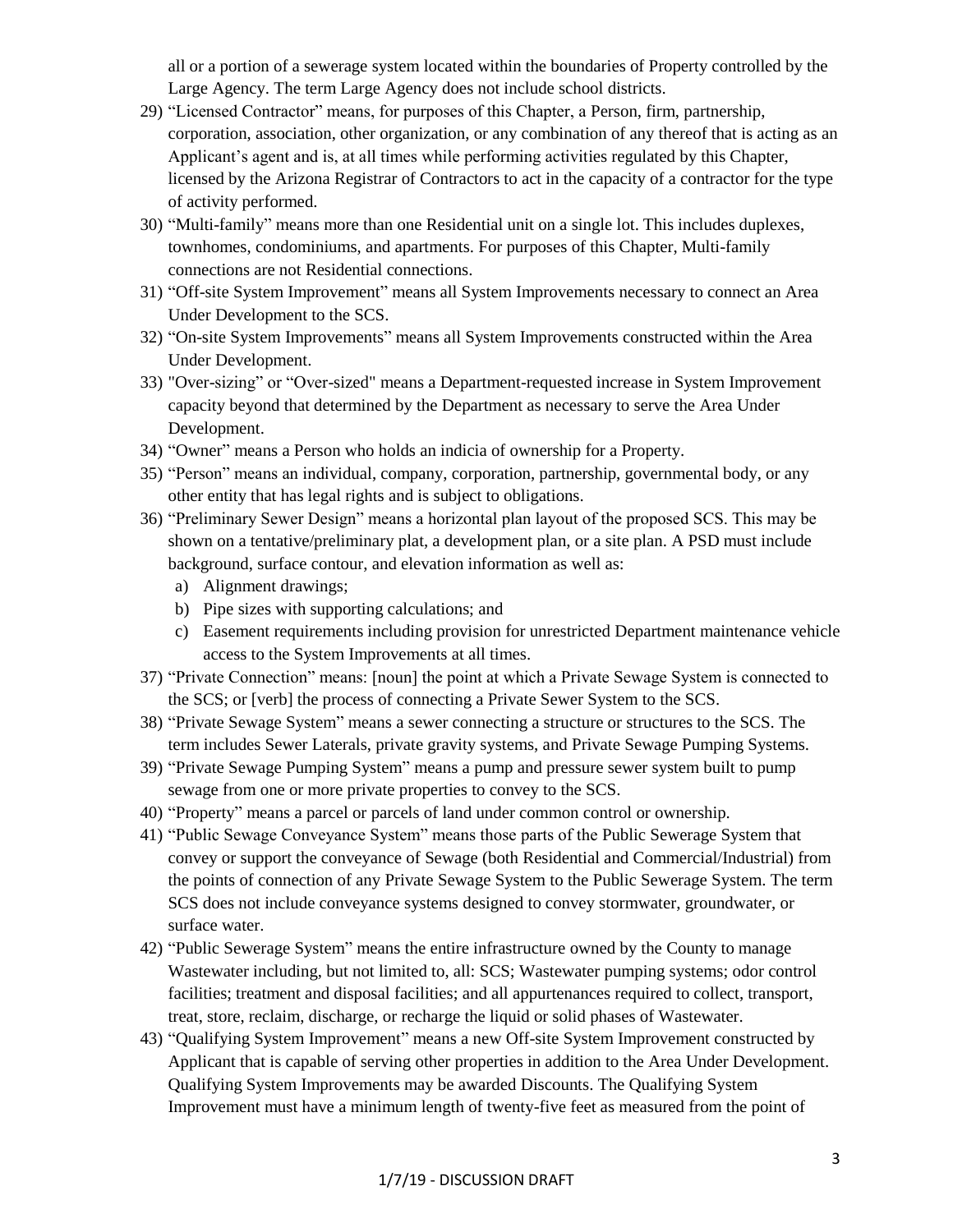all or a portion of a sewerage system located within the boundaries of Property controlled by the Large Agency. The term Large Agency does not include school districts.

29) "Licensed Contractor" means, for purposes of this Chapter, a Person, firm, partnership, corporation, association, other organization, or any combination of any thereof that is acting as an Applicant's agent and is, at all times while performing activities regulated by this Chapter, licensed by the Arizona Registrar of Contractors to act in the capacity of a contractor for the type of activity performed.
30) "Multi-family" means more than one Residential unit on a single lot. This includes duplexes, townhomes, condominiums, and apartments. For purposes of this Chapter, Multi-family connections are not Residential connections.
31) "Off-site System Improvement" means all System Improvements necessary to connect an Area Under Development to the SCS.
32) "On-site System Improvements" means all System Improvements constructed within the Area Under Development.
33) "Over-sizing" or "Over-sized" means a Department-requested increase in System Improvement capacity beyond that determined by the Department as necessary to serve the Area Under Development.
34) "Owner" means a Person who holds an indicia of ownership for a Property.
35) "Person" means an individual, company, corporation, partnership, governmental body, or any other entity that has legal rights and is subject to obligations.
36) "Preliminary Sewer Design" means a horizontal plan layout of the proposed SCS. This may be shown on a tentative/preliminary plat, a development plan, or a site plan. A PSD must include background, surface contour, and elevation information as well as:
    a) Alignment drawings;
    b) Pipe sizes with supporting calculations; and
    c) Easement requirements including provision for unrestricted Department maintenance vehicle access to the System Improvements at all times.
37) "Private Connection" means: [noun] the point at which a Private Sewage System is connected to the SCS; or [verb] the process of connecting a Private Sewer System to the SCS.
38) "Private Sewage System" means a sewer connecting a structure or structures to the SCS. The term includes Sewer Laterals, private gravity systems, and Private Sewage Pumping Systems.
39) "Private Sewage Pumping System" means a pump and pressure sewer system built to pump sewage from one or more private properties to convey to the SCS.
40) "Property" means a parcel or parcels of land under common control or ownership.
41) "Public Sewage Conveyance System" means those parts of the Public Sewerage System that convey or support the conveyance of Sewage (both Residential and Commercial/Industrial) from the points of connection of any Private Sewage System to the Public Sewerage System. The term SCS does not include conveyance systems designed to convey stormwater, groundwater, or surface water.
42) "Public Sewerage System" means the entire infrastructure owned by the County to manage Wastewater including, but not limited to, all: SCS; Wastewater pumping systems; odor control facilities; treatment and disposal facilities; and all appurtenances required to collect, transport, treat, store, reclaim, discharge, or recharge the liquid or solid phases of Wastewater.
43) "Qualifying System Improvement" means a new Off-site System Improvement constructed by Applicant that is capable of serving other properties in addition to the Area Under Development. Qualifying System Improvements may be awarded Discounts. The Qualifying System Improvement must have a minimum length of twenty-five feet as measured from the point of

1/7/19 - DISCUSSION DRAFT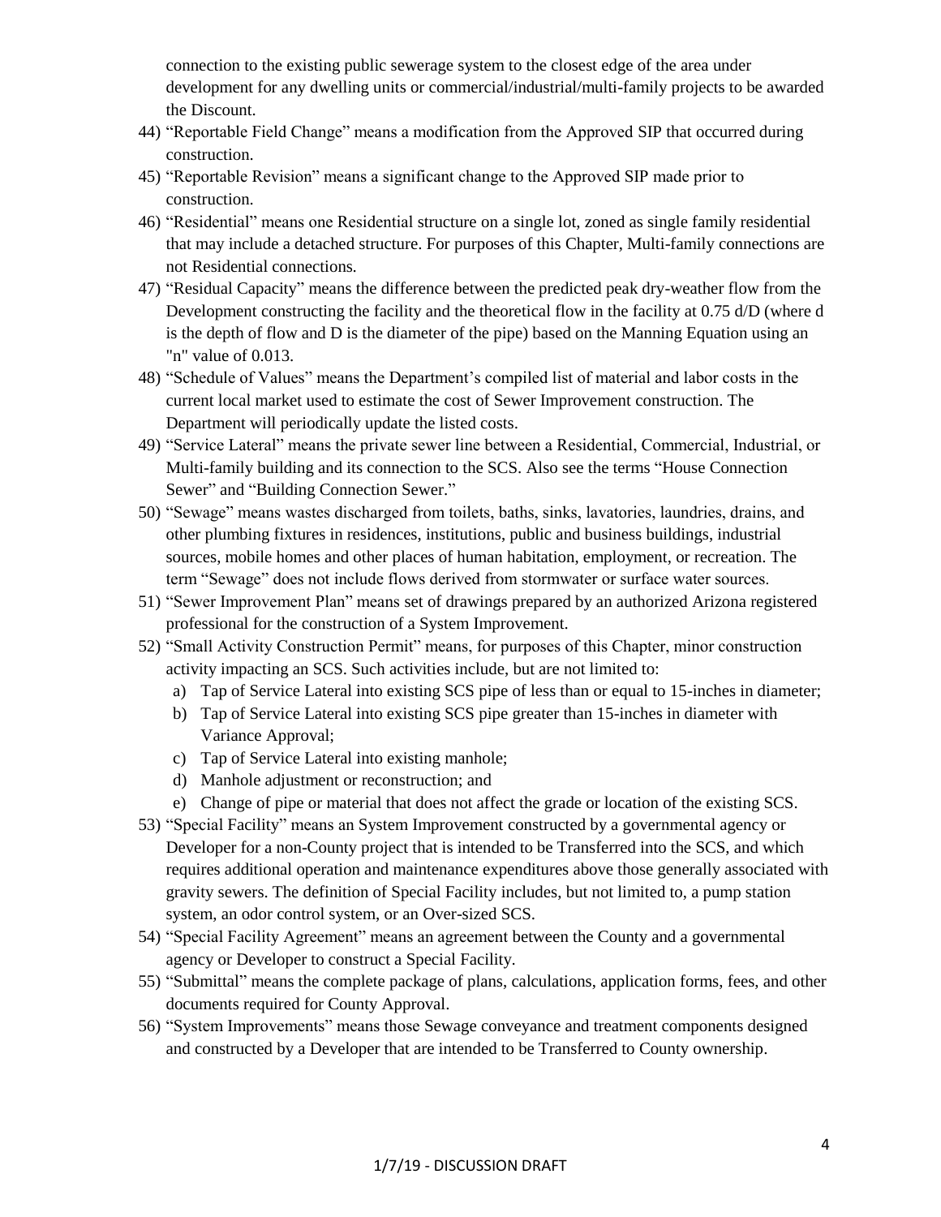connection to the existing public sewerage system to the closest edge of the area under development for any dwelling units or commercial/industrial/multi-family projects to be awarded the Discount.

44) "Reportable Field Change" means a modification from the Approved SIP that occurred during construction.
45) "Reportable Revision" means a significant change to the Approved SIP made prior to construction.
46) "Residential" means one Residential structure on a single lot, zoned as single family residential that may include a detached structure. For purposes of this Chapter, Multi-family connections are not Residential connections.
47) "Residual Capacity" means the difference between the predicted peak dry-weather flow from the Development constructing the facility and the theoretical flow in the facility at 0.75 d/D (where d is the depth of flow and D is the diameter of the pipe) based on the Manning Equation using an "n" value of 0.013.
48) "Schedule of Values" means the Department's compiled list of material and labor costs in the current local market used to estimate the cost of Sewer Improvement construction. The Department will periodically update the listed costs.
49) "Service Lateral" means the private sewer line between a Residential, Commercial, Industrial, or Multi-family building and its connection to the SCS. Also see the terms "House Connection Sewer" and "Building Connection Sewer."
50) "Sewage" means wastes discharged from toilets, baths, sinks, lavatories, laundries, drains, and other plumbing fixtures in residences, institutions, public and business buildings, industrial sources, mobile homes and other places of human habitation, employment, or recreation. The term "Sewage" does not include flows derived from stormwater or surface water sources.
51) "Sewer Improvement Plan" means set of drawings prepared by an authorized Arizona registered professional for the construction of a System Improvement.
52) "Small Activity Construction Permit" means, for purposes of this Chapter, minor construction activity impacting an SCS. Such activities include, but are not limited to:
    a) Tap of Service Lateral into existing SCS pipe of less than or equal to 15-inches in diameter;
    b) Tap of Service Lateral into existing SCS pipe greater than 15-inches in diameter with Variance Approval;
    c) Tap of Service Lateral into existing manhole;
    d) Manhole adjustment or reconstruction; and
    e) Change of pipe or material that does not affect the grade or location of the existing SCS.
53) "Special Facility" means an System Improvement constructed by a governmental agency or Developer for a non-County project that is intended to be Transferred into the SCS, and which requires additional operation and maintenance expenditures above those generally associated with gravity sewers. The definition of Special Facility includes, but not limited to, a pump station system, an odor control system, or an Over-sized SCS.
54) "Special Facility Agreement" means an agreement between the County and a governmental agency or Developer to construct a Special Facility.
55) "Submittal" means the complete package of plans, calculations, application forms, fees, and other documents required for County Approval.
56) "System Improvements" means those Sewage conveyance and treatment components designed and constructed by a Developer that are intended to be Transferred to County ownership.

1/7/19 - DISCUSSION DRAFT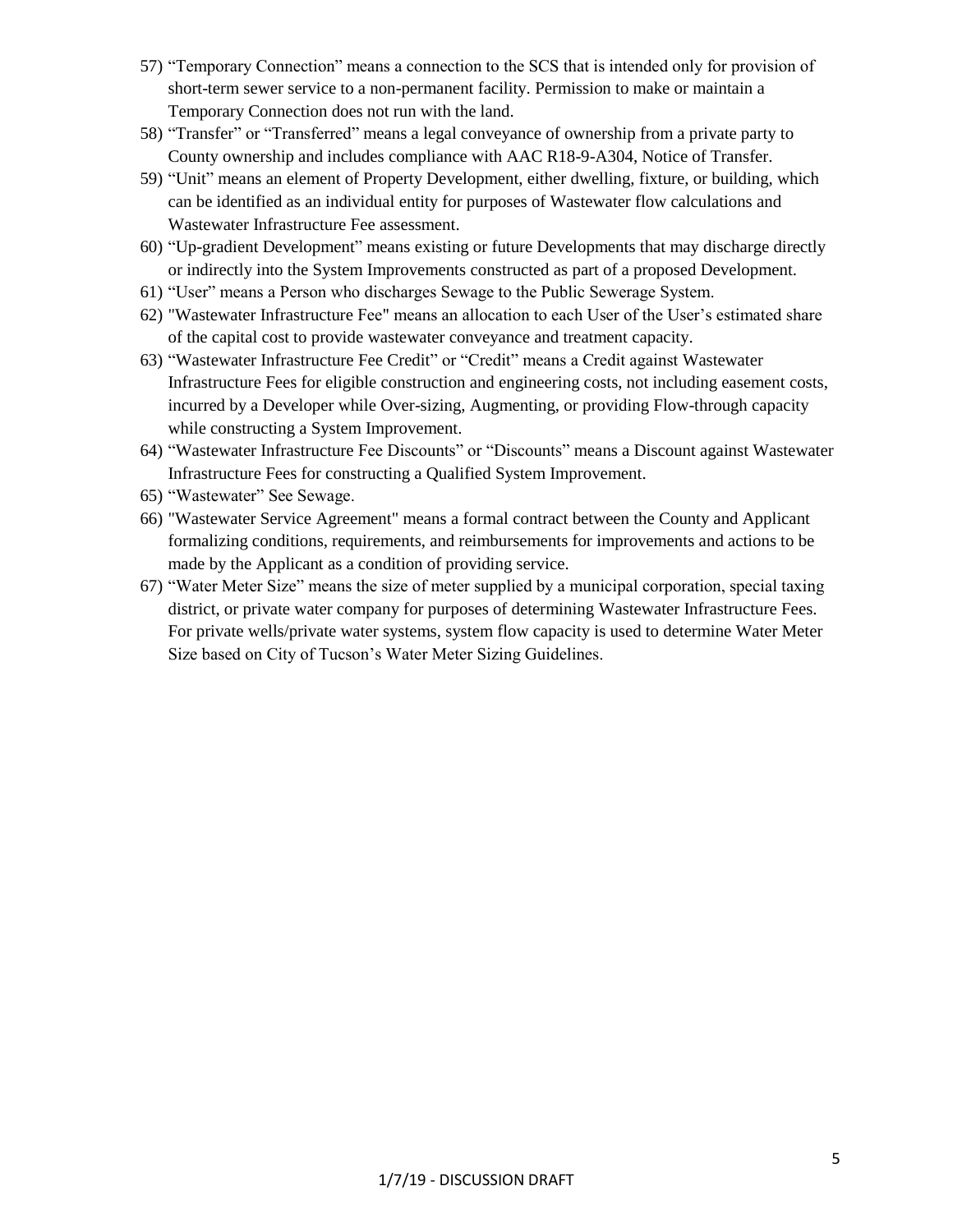57) "Temporary Connection" means a connection to the SCS that is intended only for provision of short-term sewer service to a non-permanent facility. Permission to make or maintain a Temporary Connection does not run with the land.
58) "Transfer" or "Transferred" means a legal conveyance of ownership from a private party to County ownership and includes compliance with AAC R18-9-A304, Notice of Transfer.
59) "Unit" means an element of Property Development, either dwelling, fixture, or building, which can be identified as an individual entity for purposes of Wastewater flow calculations and Wastewater Infrastructure Fee assessment.
60) "Up-gradient Development" means existing or future Developments that may discharge directly or indirectly into the System Improvements constructed as part of a proposed Development.
61) "User" means a Person who discharges Sewage to the Public Sewerage System.
62) "Wastewater Infrastructure Fee" means an allocation to each User of the User's estimated share of the capital cost to provide wastewater conveyance and treatment capacity.
63) "Wastewater Infrastructure Fee Credit" or "Credit" means a Credit against Wastewater Infrastructure Fees for eligible construction and engineering costs, not including easement costs, incurred by a Developer while Over-sizing, Augmenting, or providing Flow-through capacity while constructing a System Improvement.
64) "Wastewater Infrastructure Fee Discounts" or "Discounts" means a Discount against Wastewater Infrastructure Fees for constructing a Qualified System Improvement.
65) "Wastewater" See Sewage.
66) "Wastewater Service Agreement" means a formal contract between the County and Applicant formalizing conditions, requirements, and reimbursements for improvements and actions to be made by the Applicant as a condition of providing service.
67) "Water Meter Size" means the size of meter supplied by a municipal corporation, special taxing district, or private water company for purposes of determining Wastewater Infrastructure Fees. For private wells/private water systems, system flow capacity is used to determine Water Meter Size based on City of Tucson's Water Meter Sizing Guidelines.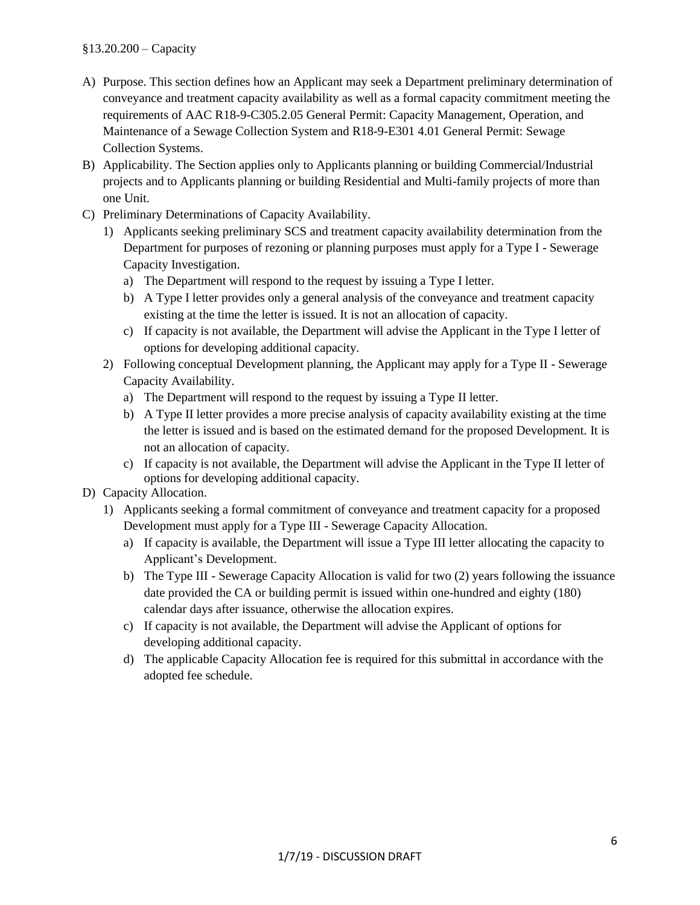## §13.20.200 – Capacity

A) Purpose. This section defines how an Applicant may seek a Department preliminary determination of conveyance and treatment capacity availability as well as a formal capacity commitment meeting the requirements of AAC R18-9-C305.2.05 General Permit: Capacity Management, Operation, and Maintenance of a Sewage Collection System and R18-9-E301 4.01 General Permit: Sewage Collection Systems.

B) Applicability. The Section applies only to Applicants planning or building Commercial/Industrial projects and to Applicants planning or building Residential and Multi-family projects of more than one Unit.

C) Preliminary Determinations of Capacity Availability.

1) Applicants seeking preliminary SCS and treatment capacity availability determination from the Department for purposes of rezoning or planning purposes must apply for a Type I - Sewerage Capacity Investigation.
   a) The Department will respond to the request by issuing a Type I letter.
   b) A Type I letter provides only a general analysis of the conveyance and treatment capacity existing at the time the letter is issued. It is not an allocation of capacity.
   c) If capacity is not available, the Department will advise the Applicant in the Type I letter of options for developing additional capacity.
2) Following conceptual Development planning, the Applicant may apply for a Type II - Sewerage Capacity Availability.
   a) The Department will respond to the request by issuing a Type II letter.
   b) A Type II letter provides a more precise analysis of capacity availability existing at the time the letter is issued and is based on the estimated demand for the proposed Development. It is not an allocation of capacity.
   c) If capacity is not available, the Department will advise the Applicant in the Type II letter of options for developing additional capacity.

D) Capacity Allocation.

1) Applicants seeking a formal commitment of conveyance and treatment capacity for a proposed Development must apply for a Type III - Sewerage Capacity Allocation.
   a) If capacity is available, the Department will issue a Type III letter allocating the capacity to Applicant's Development.
   b) The Type III - Sewerage Capacity Allocation is valid for two (2) years following the issuance date provided the CA or building permit is issued within one-hundred and eighty (180) calendar days after issuance, otherwise the allocation expires.
   c) If capacity is not available, the Department will advise the Applicant of options for developing additional capacity.
   d) The applicable Capacity Allocation fee is required for this submittal in accordance with the adopted fee schedule.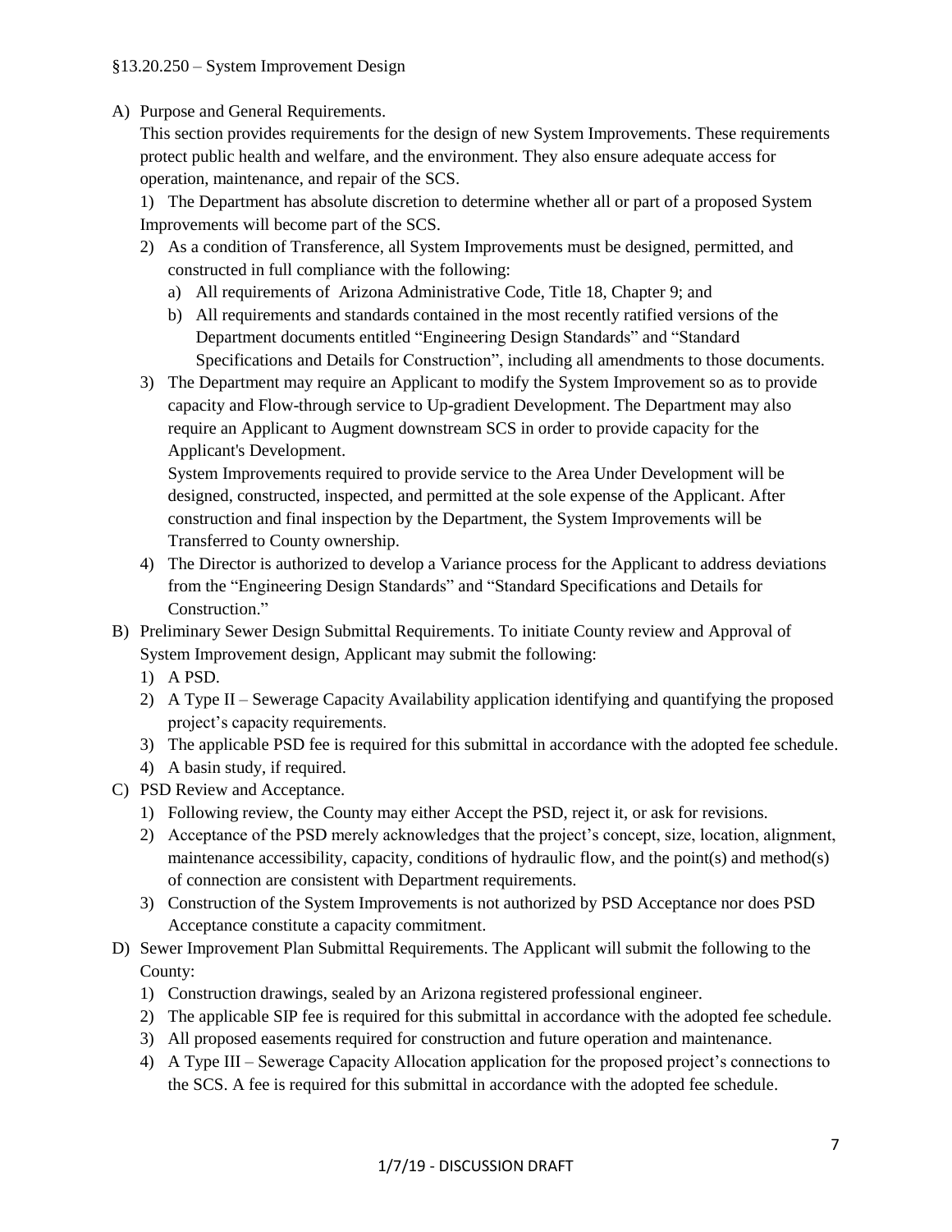§13.20.250 – System Improvement Design

A) Purpose and General Requirements.
   This section provides requirements for the design of new System Improvements. These requirements protect public health and welfare, and the environment. They also ensure adequate access for operation, maintenance, and repair of the SCS.
   1) The Department has absolute discretion to determine whether all or part of a proposed System Improvements will become part of the SCS.
   2) As a condition of Transference, all System Improvements must be designed, permitted, and constructed in full compliance with the following:
      a) All requirements of Arizona Administrative Code, Title 18, Chapter 9; and
      b) All requirements and standards contained in the most recently ratified versions of the Department documents entitled "Engineering Design Standards" and "Standard Specifications and Details for Construction", including all amendments to those documents.
   3) The Department may require an Applicant to modify the System Improvement so as to provide capacity and Flow-through service to Up-gradient Development. The Department may also require an Applicant to Augment downstream SCS in order to provide capacity for the Applicant's Development.
      System Improvements required to provide service to the Area Under Development will be designed, constructed, inspected, and permitted at the sole expense of the Applicant. After construction and final inspection by the Department, the System Improvements will be Transferred to County ownership.
   4) The Director is authorized to develop a Variance process for the Applicant to address deviations from the "Engineering Design Standards" and "Standard Specifications and Details for Construction."

B) Preliminary Sewer Design Submittal Requirements. To initiate County review and Approval of System Improvement design, Applicant may submit the following:
   1) A PSD.
   2) A Type II – Sewerage Capacity Availability application identifying and quantifying the proposed project's capacity requirements.
   3) The applicable PSD fee is required for this submittal in accordance with the adopted fee schedule.
   4) A basin study, if required.

C) PSD Review and Acceptance.
   1) Following review, the County may either Accept the PSD, reject it, or ask for revisions.
   2) Acceptance of the PSD merely acknowledges that the project's concept, size, location, alignment, maintenance accessibility, capacity, conditions of hydraulic flow, and the point(s) and method(s) of connection are consistent with Department requirements.
   3) Construction of the System Improvements is not authorized by PSD Acceptance nor does PSD Acceptance constitute a capacity commitment.

D) Sewer Improvement Plan Submittal Requirements. The Applicant will submit the following to the County:
   1) Construction drawings, sealed by an Arizona registered professional engineer.
   2) The applicable SIP fee is required for this submittal in accordance with the adopted fee schedule.
   3) All proposed easements required for construction and future operation and maintenance.
   4) A Type III – Sewerage Capacity Allocation application for the proposed project's connections to the SCS. A fee is required for this submittal in accordance with the adopted fee schedule.

1/7/19 - DISCUSSION DRAFT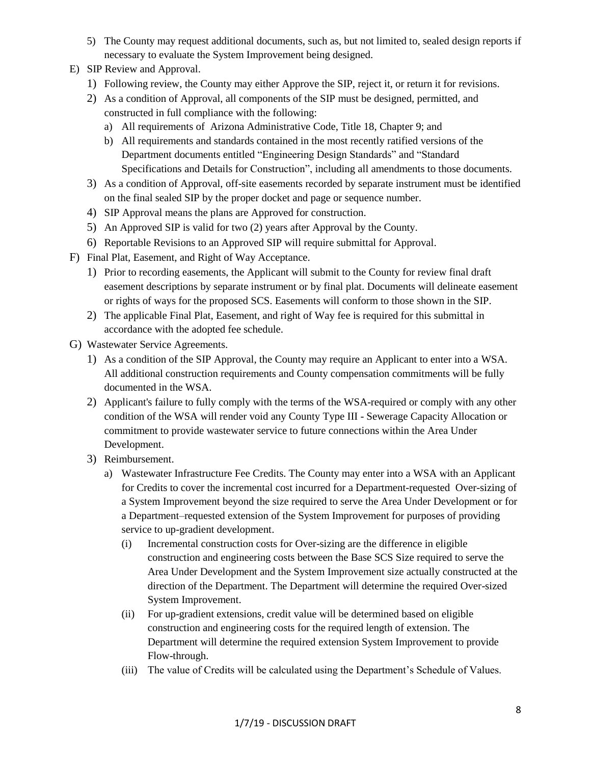5) The County may request additional documents, such as, but not limited to, sealed design reports if necessary to evaluate the System Improvement being designed.

E) SIP Review and Approval.

1) Following review, the County may either Approve the SIP, reject it, or return it for revisions.
2) As a condition of Approval, all components of the SIP must be designed, permitted, and constructed in full compliance with the following:
   a) All requirements of Arizona Administrative Code, Title 18, Chapter 9; and
   b) All requirements and standards contained in the most recently ratified versions of the Department documents entitled "Engineering Design Standards" and "Standard Specifications and Details for Construction", including all amendments to those documents.
3) As a condition of Approval, off-site easements recorded by separate instrument must be identified on the final sealed SIP by the proper docket and page or sequence number.
4) SIP Approval means the plans are Approved for construction.
5) An Approved SIP is valid for two (2) years after Approval by the County.
6) Reportable Revisions to an Approved SIP will require submittal for Approval.

F) Final Plat, Easement, and Right of Way Acceptance.

1) Prior to recording easements, the Applicant will submit to the County for review final draft easement descriptions by separate instrument or by final plat. Documents will delineate easement or rights of ways for the proposed SCS. Easements will conform to those shown in the SIP.
2) The applicable Final Plat, Easement, and right of Way fee is required for this submittal in accordance with the adopted fee schedule.

G) Wastewater Service Agreements.

1) As a condition of the SIP Approval, the County may require an Applicant to enter into a WSA. All additional construction requirements and County compensation commitments will be fully documented in the WSA.
2) Applicant's failure to fully comply with the terms of the WSA-required or comply with any other condition of the WSA will render void any County Type III - Sewerage Capacity Allocation or commitment to provide wastewater service to future connections within the Area Under Development.
3) Reimbursement.
   a) Wastewater Infrastructure Fee Credits. The County may enter into a WSA with an Applicant for Credits to cover the incremental cost incurred for a Department-requested Over-sizing of a System Improvement beyond the size required to serve the Area Under Development or for a Department–requested extension of the System Improvement for purposes of providing service to up-gradient development.
      (i) Incremental construction costs for Over-sizing are the difference in eligible construction and engineering costs between the Base SCS Size required to serve the Area Under Development and the System Improvement size actually constructed at the direction of the Department. The Department will determine the required Over-sized System Improvement.
      (ii) For up-gradient extensions, credit value will be determined based on eligible construction and engineering costs for the required length of extension. The Department will determine the required extension System Improvement to provide Flow-through.
      (iii) The value of Credits will be calculated using the Department's Schedule of Values.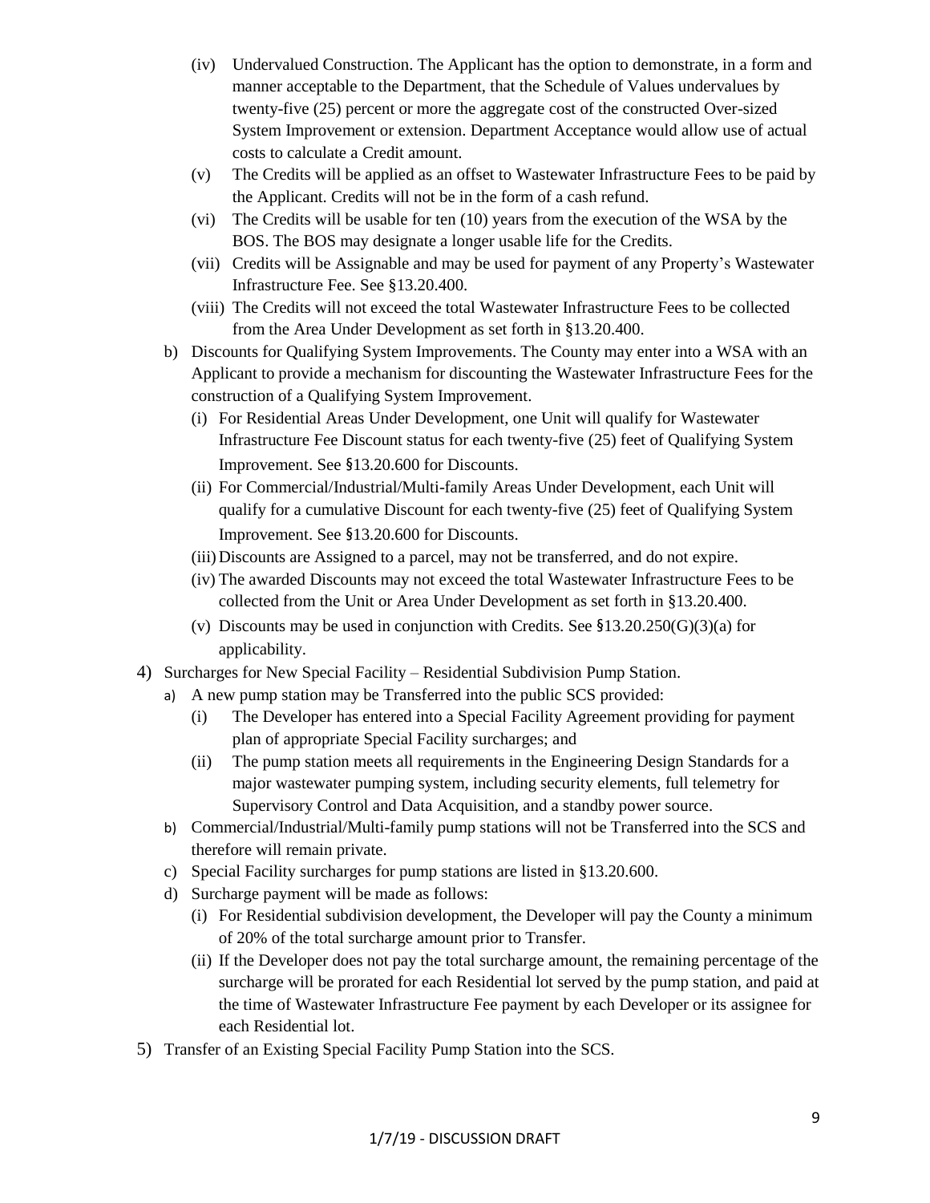(iv) Undervalued Construction. The Applicant has the option to demonstrate, in a form and manner acceptable to the Department, that the Schedule of Values undervalues by twenty-five (25) percent or more the aggregate cost of the constructed Over-sized System Improvement or extension. Department Acceptance would allow use of actual costs to calculate a Credit amount.

(v) The Credits will be applied as an offset to Wastewater Infrastructure Fees to be paid by the Applicant. Credits will not be in the form of a cash refund.

(vi) The Credits will be usable for ten (10) years from the execution of the WSA by the BOS. The BOS may designate a longer usable life for the Credits.

(vii) Credits will be Assignable and may be used for payment of any Property's Wastewater Infrastructure Fee. See §13.20.400.

(viii) The Credits will not exceed the total Wastewater Infrastructure Fees to be collected from the Area Under Development as set forth in §13.20.400.

b) Discounts for Qualifying System Improvements. The County may enter into a WSA with an Applicant to provide a mechanism for discounting the Wastewater Infrastructure Fees for the construction of a Qualifying System Improvement.

(i) For Residential Areas Under Development, one Unit will qualify for Wastewater Infrastructure Fee Discount status for each twenty-five (25) feet of Qualifying System Improvement. See §13.20.600 for Discounts.

(ii) For Commercial/Industrial/Multi-family Areas Under Development, each Unit will qualify for a cumulative Discount for each twenty-five (25) feet of Qualifying System Improvement. See §13.20.600 for Discounts.

(iii) Discounts are Assigned to a parcel, may not be transferred, and do not expire.

(iv) The awarded Discounts may not exceed the total Wastewater Infrastructure Fees to be collected from the Unit or Area Under Development as set forth in §13.20.400.

(v) Discounts may be used in conjunction with Credits. See §13.20.250(G)(3)(a) for applicability.

4) Surcharges for New Special Facility – Residential Subdivision Pump Station.

a) A new pump station may be Transferred into the public SCS provided:

(i) The Developer has entered into a Special Facility Agreement providing for payment plan of appropriate Special Facility surcharges; and

(ii) The pump station meets all requirements in the Engineering Design Standards for a major wastewater pumping system, including security elements, full telemetry for Supervisory Control and Data Acquisition, and a standby power source.

b) Commercial/Industrial/Multi-family pump stations will not be Transferred into the SCS and therefore will remain private.

c) Special Facility surcharges for pump stations are listed in §13.20.600.

d) Surcharge payment will be made as follows:

(i) For Residential subdivision development, the Developer will pay the County a minimum of 20% of the total surcharge amount prior to Transfer.

(ii) If the Developer does not pay the total surcharge amount, the remaining percentage of the surcharge will be prorated for each Residential lot served by the pump station, and paid at the time of Wastewater Infrastructure Fee payment by each Developer or its assignee for each Residential lot.

5) Transfer of an Existing Special Facility Pump Station into the SCS.

1/7/19 - DISCUSSION DRAFT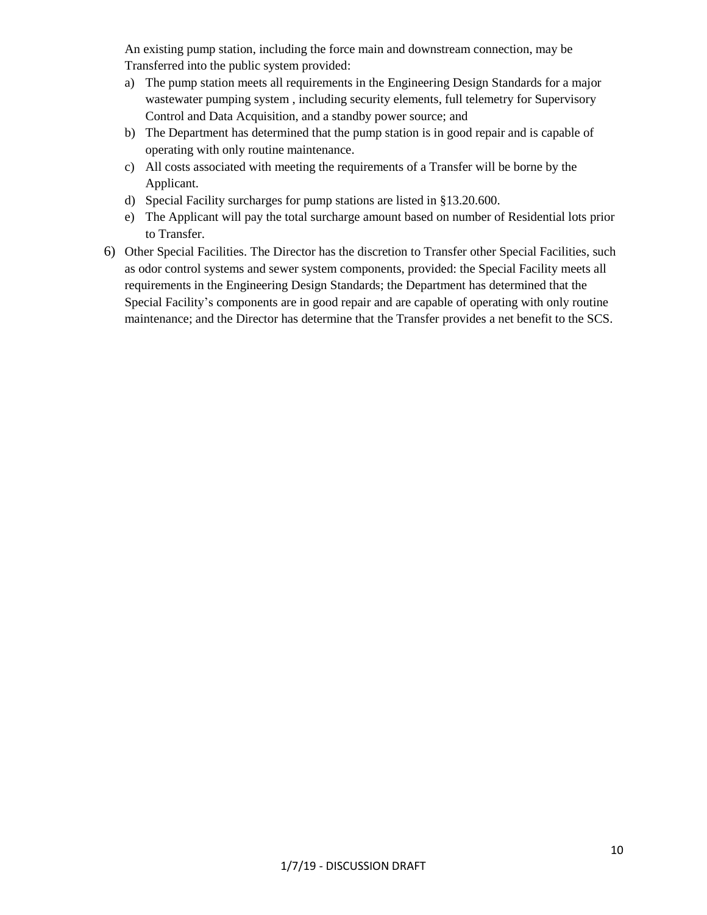An existing pump station, including the force main and downstream connection, may be Transferred into the public system provided:

a) The pump station meets all requirements in the Engineering Design Standards for a major wastewater pumping system , including security elements, full telemetry for Supervisory Control and Data Acquisition, and a standby power source; and
b) The Department has determined that the pump station is in good repair and is capable of operating with only routine maintenance.
c) All costs associated with meeting the requirements of a Transfer will be borne by the Applicant.
d) Special Facility surcharges for pump stations are listed in §13.20.600.
e) The Applicant will pay the total surcharge amount based on number of Residential lots prior to Transfer.

6) Other Special Facilities. The Director has the discretion to Transfer other Special Facilities, such as odor control systems and sewer system components, provided: the Special Facility meets all requirements in the Engineering Design Standards; the Department has determined that the Special Facility's components are in good repair and are capable of operating with only routine maintenance; and the Director has determine that the Transfer provides a net benefit to the SCS.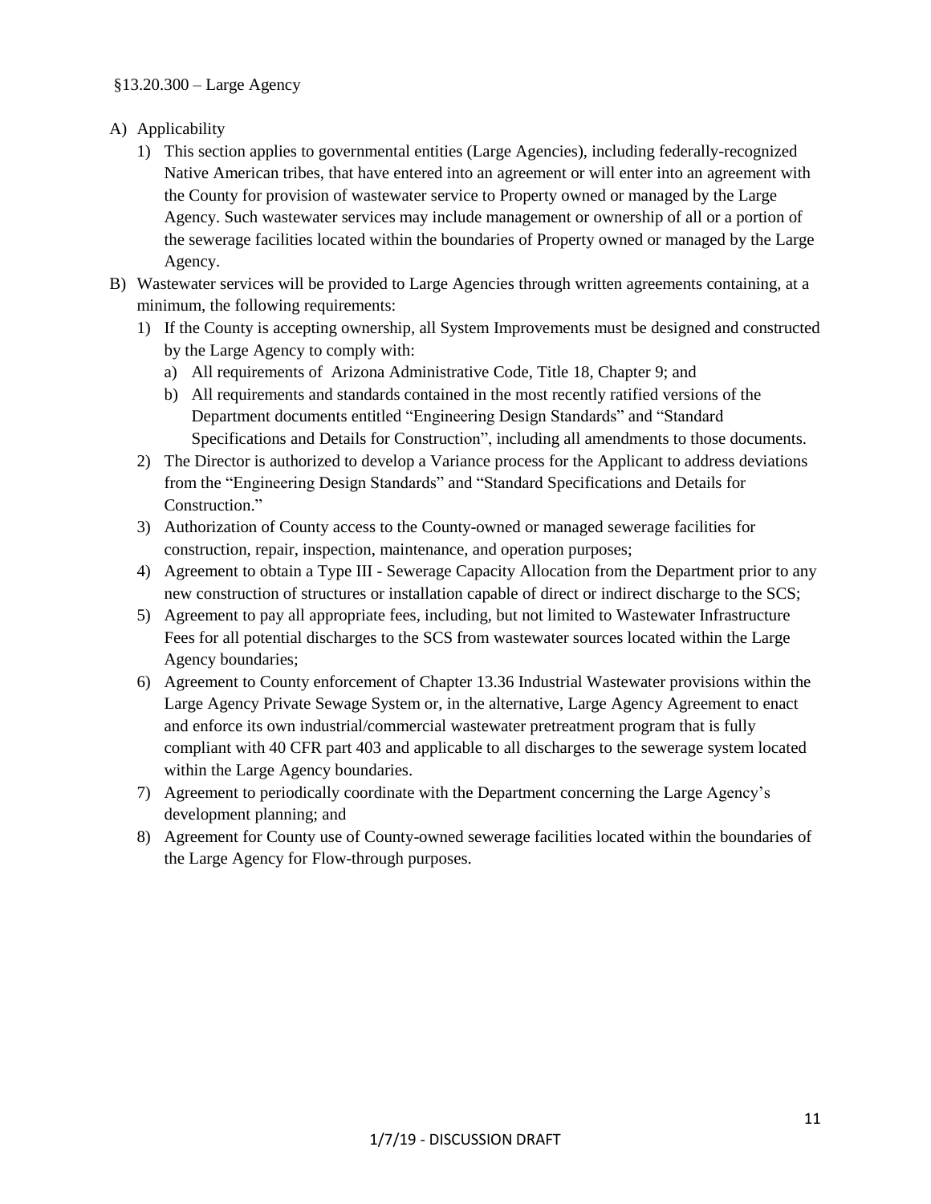§13.20.300 – Large Agency

A) Applicability
   1) This section applies to governmental entities (Large Agencies), including federally-recognized Native American tribes, that have entered into an agreement or will enter into an agreement with the County for provision of wastewater service to Property owned or managed by the Large Agency. Such wastewater services may include management or ownership of all or a portion of the sewerage facilities located within the boundaries of Property owned or managed by the Large Agency.
B) Wastewater services will be provided to Large Agencies through written agreements containing, at a minimum, the following requirements:
   1) If the County is accepting ownership, all System Improvements must be designed and constructed by the Large Agency to comply with:
      a) All requirements of Arizona Administrative Code, Title 18, Chapter 9; and
      b) All requirements and standards contained in the most recently ratified versions of the Department documents entitled "Engineering Design Standards" and "Standard Specifications and Details for Construction", including all amendments to those documents.
   2) The Director is authorized to develop a Variance process for the Applicant to address deviations from the "Engineering Design Standards" and "Standard Specifications and Details for Construction."
   3) Authorization of County access to the County-owned or managed sewerage facilities for construction, repair, inspection, maintenance, and operation purposes;
   4) Agreement to obtain a Type III - Sewerage Capacity Allocation from the Department prior to any new construction of structures or installation capable of direct or indirect discharge to the SCS;
   5) Agreement to pay all appropriate fees, including, but not limited to Wastewater Infrastructure Fees for all potential discharges to the SCS from wastewater sources located within the Large Agency boundaries;
   6) Agreement to County enforcement of Chapter 13.36 Industrial Wastewater provisions within the Large Agency Private Sewage System or, in the alternative, Large Agency Agreement to enact and enforce its own industrial/commercial wastewater pretreatment program that is fully compliant with 40 CFR part 403 and applicable to all discharges to the sewerage system located within the Large Agency boundaries.
   7) Agreement to periodically coordinate with the Department concerning the Large Agency's development planning; and
   8) Agreement for County use of County-owned sewerage facilities located within the boundaries of the Large Agency for Flow-through purposes.

1/7/19 - DISCUSSION DRAFT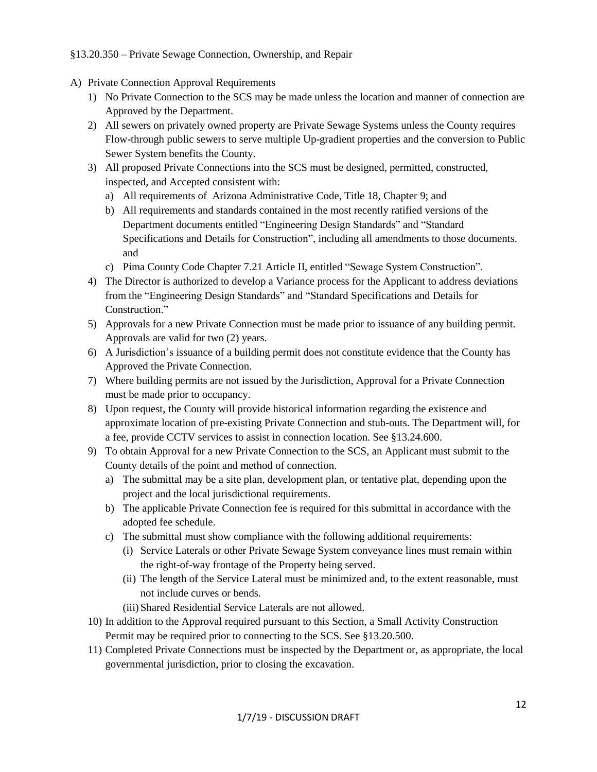§13.20.350 – Private Sewage Connection, Ownership, and Repair

A) Private Connection Approval Requirements
   1) No Private Connection to the SCS may be made unless the location and manner of connection are Approved by the Department.
   2) All sewers on privately owned property are Private Sewage Systems unless the County requires Flow-through public sewers to serve multiple Up-gradient properties and the conversion to Public Sewer System benefits the County.
   3) All proposed Private Connections into the SCS must be designed, permitted, constructed, inspected, and Accepted consistent with:
      a) All requirements of Arizona Administrative Code, Title 18, Chapter 9; and
      b) All requirements and standards contained in the most recently ratified versions of the Department documents entitled "Engineering Design Standards" and "Standard Specifications and Details for Construction", including all amendments to those documents. and
      c) Pima County Code Chapter 7.21 Article II, entitled "Sewage System Construction".
   4) The Director is authorized to develop a Variance process for the Applicant to address deviations from the "Engineering Design Standards" and "Standard Specifications and Details for Construction."
   5) Approvals for a new Private Connection must be made prior to issuance of any building permit. Approvals are valid for two (2) years.
   6) A Jurisdiction's issuance of a building permit does not constitute evidence that the County has Approved the Private Connection.
   7) Where building permits are not issued by the Jurisdiction, Approval for a Private Connection must be made prior to occupancy.
   8) Upon request, the County will provide historical information regarding the existence and approximate location of pre-existing Private Connection and stub-outs. The Department will, for a fee, provide CCTV services to assist in connection location. See §13.24.600.
   9) To obtain Approval for a new Private Connection to the SCS, an Applicant must submit to the County details of the point and method of connection.
      a) The submittal may be a site plan, development plan, or tentative plat, depending upon the project and the local jurisdictional requirements.
      b) The applicable Private Connection fee is required for this submittal in accordance with the adopted fee schedule.
      c) The submittal must show compliance with the following additional requirements:
         (i) Service Laterals or other Private Sewage System conveyance lines must remain within the right-of-way frontage of the Property being served.
         (ii) The length of the Service Lateral must be minimized and, to the extent reasonable, must not include curves or bends.
         (iii) Shared Residential Service Laterals are not allowed.
   10) In addition to the Approval required pursuant to this Section, a Small Activity Construction Permit may be required prior to connecting to the SCS. See §13.20.500.
   11) Completed Private Connections must be inspected by the Department or, as appropriate, the local governmental jurisdiction, prior to closing the excavation.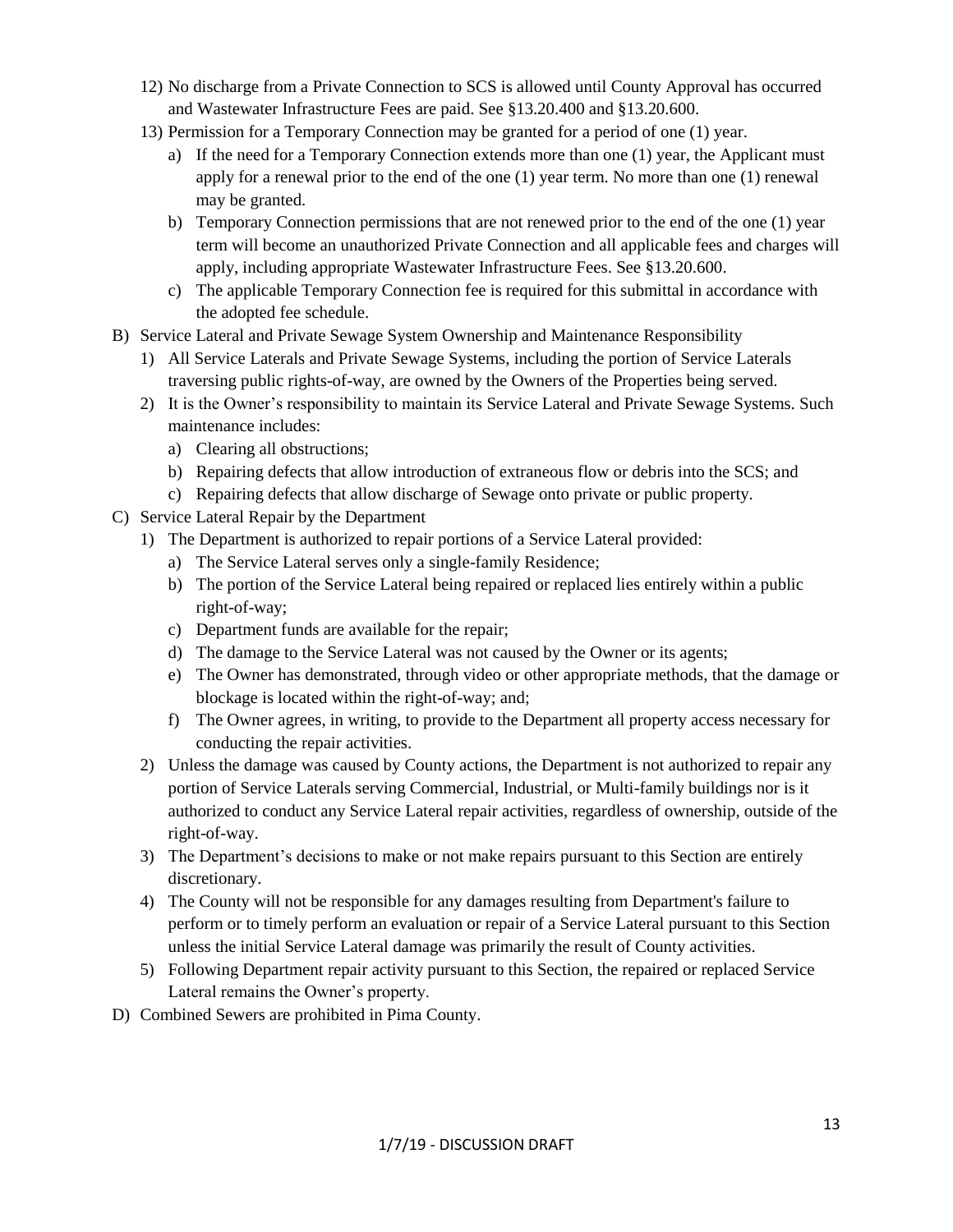12) No discharge from a Private Connection to SCS is allowed until County Approval has occurred and Wastewater Infrastructure Fees are paid. See §13.20.400 and §13.20.600.

13) Permission for a Temporary Connection may be granted for a period of one (1) year.

    a) If the need for a Temporary Connection extends more than one (1) year, the Applicant must apply for a renewal prior to the end of the one (1) year term. No more than one (1) renewal may be granted.

    b) Temporary Connection permissions that are not renewed prior to the end of the one (1) year term will become an unauthorized Private Connection and all applicable fees and charges will apply, including appropriate Wastewater Infrastructure Fees. See §13.20.600.

    c) The applicable Temporary Connection fee is required for this submittal in accordance with the adopted fee schedule.

B) Service Lateral and Private Sewage System Ownership and Maintenance Responsibility

1) All Service Laterals and Private Sewage Systems, including the portion of Service Laterals traversing public rights-of-way, are owned by the Owners of the Properties being served.

2) It is the Owner's responsibility to maintain its Service Lateral and Private Sewage Systems. Such maintenance includes:

    a) Clearing all obstructions;

    b) Repairing defects that allow introduction of extraneous flow or debris into the SCS; and

    c) Repairing defects that allow discharge of Sewage onto private or public property.

C) Service Lateral Repair by the Department

1) The Department is authorized to repair portions of a Service Lateral provided:

    a) The Service Lateral serves only a single-family Residence;

    b) The portion of the Service Lateral being repaired or replaced lies entirely within a public right-of-way;

    c) Department funds are available for the repair;

    d) The damage to the Service Lateral was not caused by the Owner or its agents;

    e) The Owner has demonstrated, through video or other appropriate methods, that the damage or blockage is located within the right-of-way; and;

    f) The Owner agrees, in writing, to provide to the Department all property access necessary for conducting the repair activities.

2) Unless the damage was caused by County actions, the Department is not authorized to repair any portion of Service Laterals serving Commercial, Industrial, or Multi-family buildings nor is it authorized to conduct any Service Lateral repair activities, regardless of ownership, outside of the right-of-way.

3) The Department's decisions to make or not make repairs pursuant to this Section are entirely discretionary.

4) The County will not be responsible for any damages resulting from Department's failure to perform or to timely perform an evaluation or repair of a Service Lateral pursuant to this Section unless the initial Service Lateral damage was primarily the result of County activities.

5) Following Department repair activity pursuant to this Section, the repaired or replaced Service Lateral remains the Owner's property.

D) Combined Sewers are prohibited in Pima County.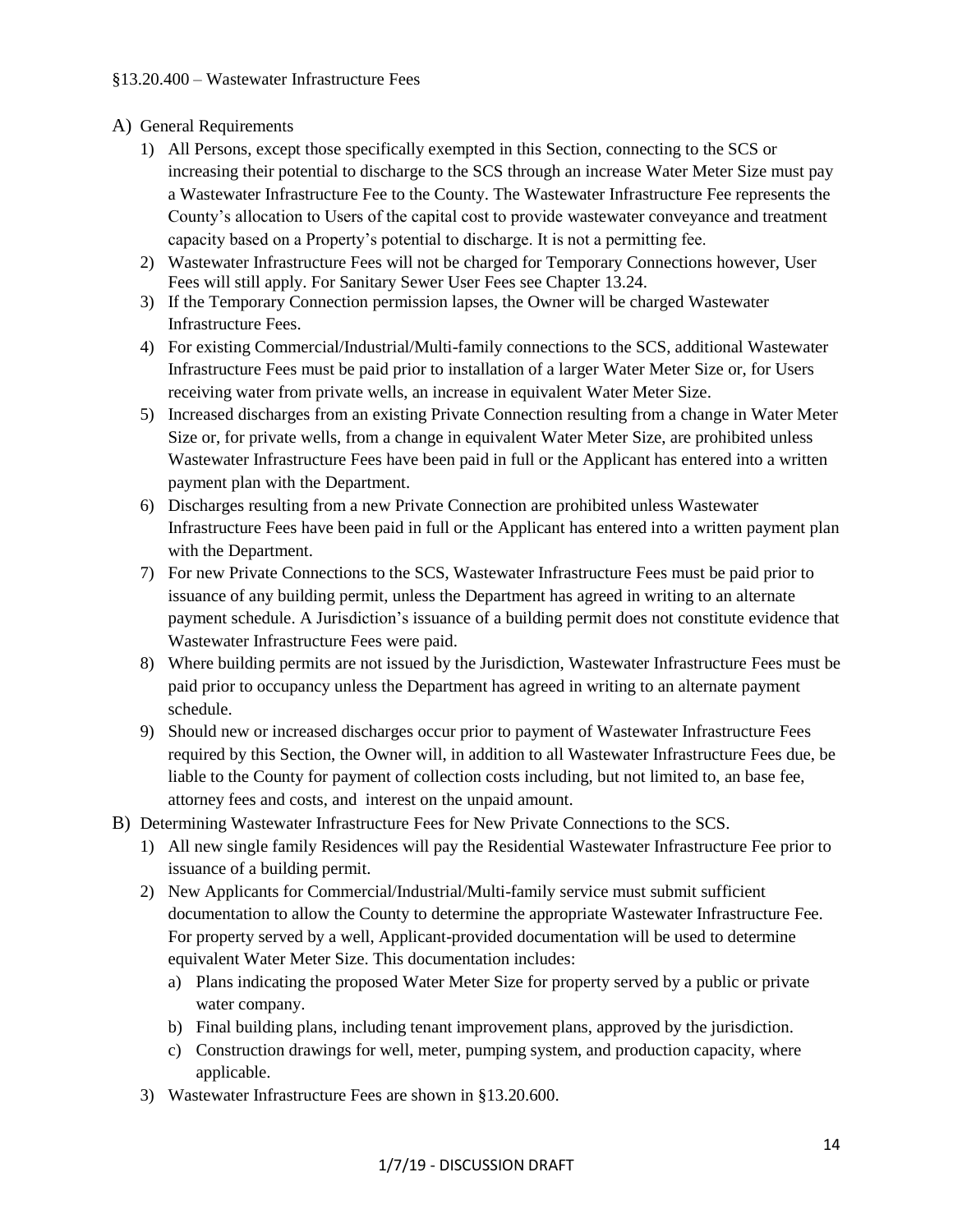§13.20.400 – Wastewater Infrastructure Fees

A) General Requirements
   1) All Persons, except those specifically exempted in this Section, connecting to the SCS or increasing their potential to discharge to the SCS through an increase Water Meter Size must pay a Wastewater Infrastructure Fee to the County. The Wastewater Infrastructure Fee represents the County's allocation to Users of the capital cost to provide wastewater conveyance and treatment capacity based on a Property's potential to discharge. It is not a permitting fee.
   2) Wastewater Infrastructure Fees will not be charged for Temporary Connections however, User Fees will still apply. For Sanitary Sewer User Fees see Chapter 13.24.
   3) If the Temporary Connection permission lapses, the Owner will be charged Wastewater Infrastructure Fees.
   4) For existing Commercial/Industrial/Multi-family connections to the SCS, additional Wastewater Infrastructure Fees must be paid prior to installation of a larger Water Meter Size or, for Users receiving water from private wells, an increase in equivalent Water Meter Size.
   5) Increased discharges from an existing Private Connection resulting from a change in Water Meter Size or, for private wells, from a change in equivalent Water Meter Size, are prohibited unless Wastewater Infrastructure Fees have been paid in full or the Applicant has entered into a written payment plan with the Department.
   6) Discharges resulting from a new Private Connection are prohibited unless Wastewater Infrastructure Fees have been paid in full or the Applicant has entered into a written payment plan with the Department.
   7) For new Private Connections to the SCS, Wastewater Infrastructure Fees must be paid prior to issuance of any building permit, unless the Department has agreed in writing to an alternate payment schedule. A Jurisdiction's issuance of a building permit does not constitute evidence that Wastewater Infrastructure Fees were paid.
   8) Where building permits are not issued by the Jurisdiction, Wastewater Infrastructure Fees must be paid prior to occupancy unless the Department has agreed in writing to an alternate payment schedule.
   9) Should new or increased discharges occur prior to payment of Wastewater Infrastructure Fees required by this Section, the Owner will, in addition to all Wastewater Infrastructure Fees due, be liable to the County for payment of collection costs including, but not limited to, an base fee, attorney fees and costs, and interest on the unpaid amount.

B) Determining Wastewater Infrastructure Fees for New Private Connections to the SCS.
   1) All new single family Residences will pay the Residential Wastewater Infrastructure Fee prior to issuance of a building permit.
   2) New Applicants for Commercial/Industrial/Multi-family service must submit sufficient documentation to allow the County to determine the appropriate Wastewater Infrastructure Fee. For property served by a well, Applicant-provided documentation will be used to determine equivalent Water Meter Size. This documentation includes:
      a) Plans indicating the proposed Water Meter Size for property served by a public or private water company.
      b) Final building plans, including tenant improvement plans, approved by the jurisdiction.
      c) Construction drawings for well, meter, pumping system, and production capacity, where applicable.
   3) Wastewater Infrastructure Fees are shown in §13.20.600.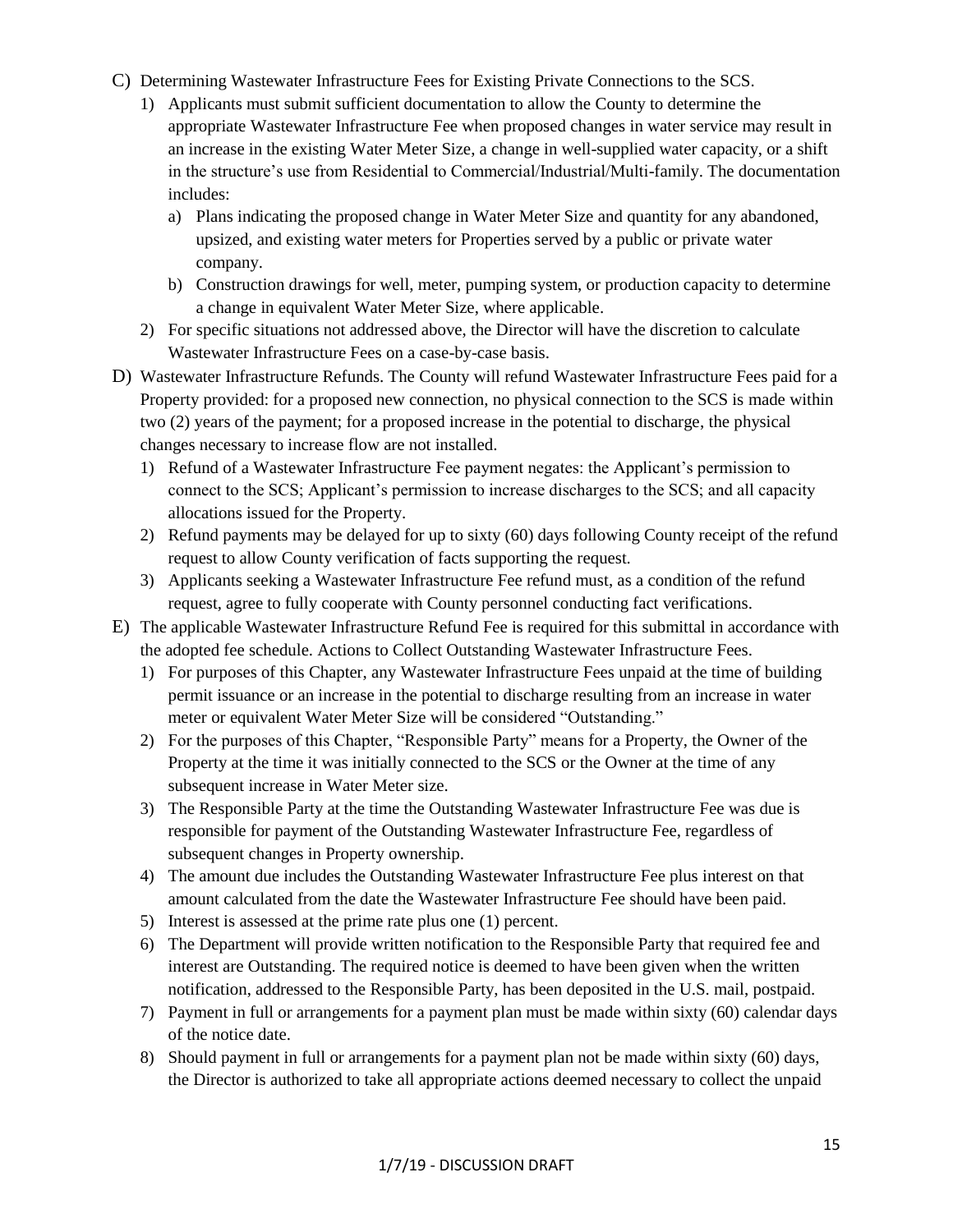C) Determining Wastewater Infrastructure Fees for Existing Private Connections to the SCS.

1) Applicants must submit sufficient documentation to allow the County to determine the appropriate Wastewater Infrastructure Fee when proposed changes in water service may result in an increase in the existing Water Meter Size, a change in well-supplied water capacity, or a shift in the structure's use from Residential to Commercial/Industrial/Multi-family. The documentation includes:
   a) Plans indicating the proposed change in Water Meter Size and quantity for any abandoned, upsized, and existing water meters for Properties served by a public or private water company.
   b) Construction drawings for well, meter, pumping system, or production capacity to determine a change in equivalent Water Meter Size, where applicable.
2) For specific situations not addressed above, the Director will have the discretion to calculate Wastewater Infrastructure Fees on a case-by-case basis.

D) Wastewater Infrastructure Refunds. The County will refund Wastewater Infrastructure Fees paid for a Property provided: for a proposed new connection, no physical connection to the SCS is made within two (2) years of the payment; for a proposed increase in the potential to discharge, the physical changes necessary to increase flow are not installed.

1) Refund of a Wastewater Infrastructure Fee payment negates: the Applicant's permission to connect to the SCS; Applicant's permission to increase discharges to the SCS; and all capacity allocations issued for the Property.
2) Refund payments may be delayed for up to sixty (60) days following County receipt of the refund request to allow County verification of facts supporting the request.
3) Applicants seeking a Wastewater Infrastructure Fee refund must, as a condition of the refund request, agree to fully cooperate with County personnel conducting fact verifications.

E) The applicable Wastewater Infrastructure Refund Fee is required for this submittal in accordance with the adopted fee schedule. Actions to Collect Outstanding Wastewater Infrastructure Fees.

1) For purposes of this Chapter, any Wastewater Infrastructure Fees unpaid at the time of building permit issuance or an increase in the potential to discharge resulting from an increase in water meter or equivalent Water Meter Size will be considered "Outstanding."
2) For the purposes of this Chapter, "Responsible Party" means for a Property, the Owner of the Property at the time it was initially connected to the SCS or the Owner at the time of any subsequent increase in Water Meter size.
3) The Responsible Party at the time the Outstanding Wastewater Infrastructure Fee was due is responsible for payment of the Outstanding Wastewater Infrastructure Fee, regardless of subsequent changes in Property ownership.
4) The amount due includes the Outstanding Wastewater Infrastructure Fee plus interest on that amount calculated from the date the Wastewater Infrastructure Fee should have been paid.
5) Interest is assessed at the prime rate plus one (1) percent.
6) The Department will provide written notification to the Responsible Party that required fee and interest are Outstanding. The required notice is deemed to have been given when the written notification, addressed to the Responsible Party, has been deposited in the U.S. mail, postpaid.
7) Payment in full or arrangements for a payment plan must be made within sixty (60) calendar days of the notice date.
8) Should payment in full or arrangements for a payment plan not be made within sixty (60) days, the Director is authorized to take all appropriate actions deemed necessary to collect the unpaid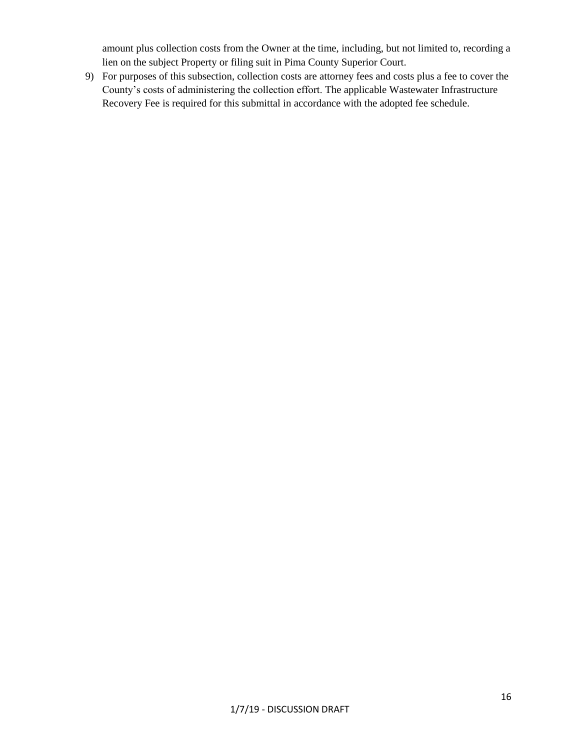amount plus collection costs from the Owner at the time, including, but not limited to, recording a lien on the subject Property or filing suit in Pima County Superior Court.

9) For purposes of this subsection, collection costs are attorney fees and costs plus a fee to cover the County's costs of administering the collection effort. The applicable Wastewater Infrastructure Recovery Fee is required for this submittal in accordance with the adopted fee schedule.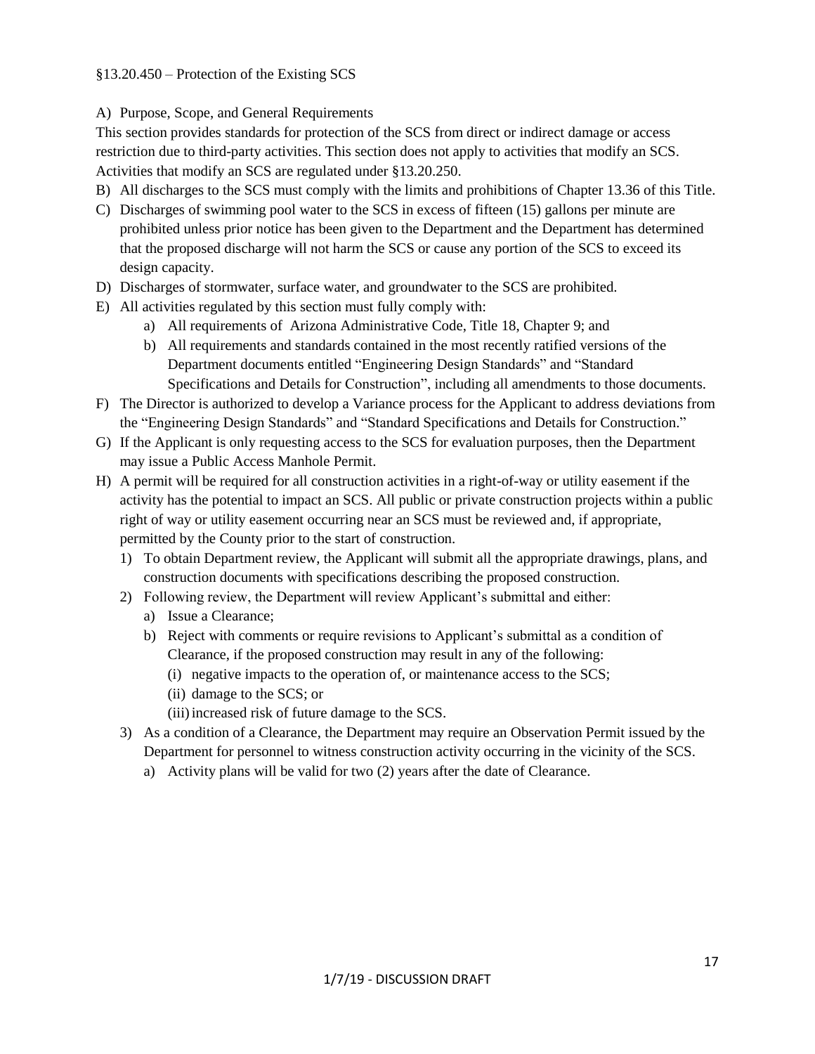§13.20.450 – Protection of the Existing SCS

A) Purpose, Scope, and General Requirements

This section provides standards for protection of the SCS from direct or indirect damage or access restriction due to third-party activities. This section does not apply to activities that modify an SCS. Activities that modify an SCS are regulated under §13.20.250.

B) All discharges to the SCS must comply with the limits and prohibitions of Chapter 13.36 of this Title.

C) Discharges of swimming pool water to the SCS in excess of fifteen (15) gallons per minute are prohibited unless prior notice has been given to the Department and the Department has determined that the proposed discharge will not harm the SCS or cause any portion of the SCS to exceed its design capacity.

D) Discharges of stormwater, surface water, and groundwater to the SCS are prohibited.

E) All activities regulated by this section must fully comply with:
   - a) All requirements of Arizona Administrative Code, Title 18, Chapter 9; and
   - b) All requirements and standards contained in the most recently ratified versions of the Department documents entitled "Engineering Design Standards" and "Standard Specifications and Details for Construction", including all amendments to those documents.

F) The Director is authorized to develop a Variance process for the Applicant to address deviations from the "Engineering Design Standards" and "Standard Specifications and Details for Construction."

G) If the Applicant is only requesting access to the SCS for evaluation purposes, then the Department may issue a Public Access Manhole Permit.

H) A permit will be required for all construction activities in a right-of-way or utility easement if the activity has the potential to impact an SCS. All public or private construction projects within a public right of way or utility easement occurring near an SCS must be reviewed and, if appropriate, permitted by the County prior to the start of construction.
   1) To obtain Department review, the Applicant will submit all the appropriate drawings, plans, and construction documents with specifications describing the proposed construction.
   2) Following review, the Department will review Applicant's submittal and either:
      - a) Issue a Clearance;
      - b) Reject with comments or require revisions to Applicant's submittal as a condition of Clearance, if the proposed construction may result in any of the following:
         - (i) negative impacts to the operation of, or maintenance access to the SCS;
         - (ii) damage to the SCS; or
         - (iii) increased risk of future damage to the SCS.
   3) As a condition of a Clearance, the Department may require an Observation Permit issued by the Department for personnel to witness construction activity occurring in the vicinity of the SCS.
      - a) Activity plans will be valid for two (2) years after the date of Clearance.

1/7/19 - DISCUSSION DRAFT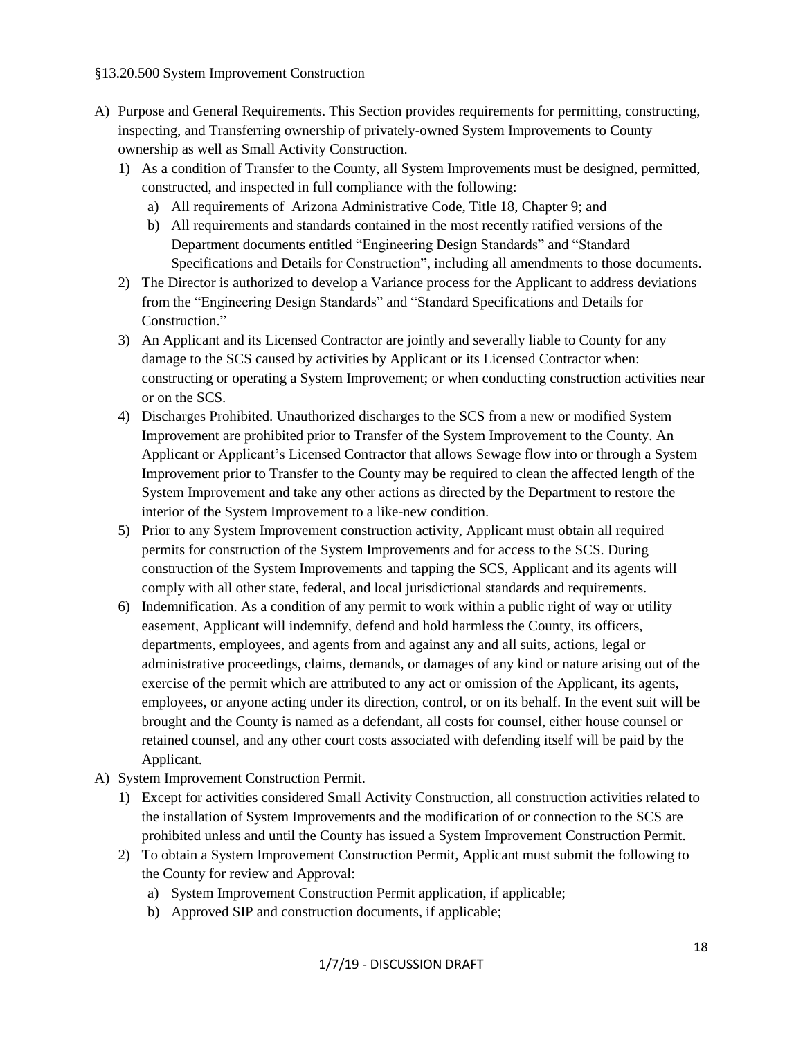§13.20.500 System Improvement Construction

A) Purpose and General Requirements. This Section provides requirements for permitting, constructing, inspecting, and Transferring ownership of privately-owned System Improvements to County ownership as well as Small Activity Construction.

   1) As a condition of Transfer to the County, all System Improvements must be designed, permitted, constructed, and inspected in full compliance with the following:
      a) All requirements of Arizona Administrative Code, Title 18, Chapter 9; and
      b) All requirements and standards contained in the most recently ratified versions of the Department documents entitled "Engineering Design Standards" and "Standard Specifications and Details for Construction", including all amendments to those documents.
   2) The Director is authorized to develop a Variance process for the Applicant to address deviations from the "Engineering Design Standards" and "Standard Specifications and Details for Construction."
   3) An Applicant and its Licensed Contractor are jointly and severally liable to County for any damage to the SCS caused by activities by Applicant or its Licensed Contractor when: constructing or operating a System Improvement; or when conducting construction activities near or on the SCS.
   4) Discharges Prohibited. Unauthorized discharges to the SCS from a new or modified System Improvement are prohibited prior to Transfer of the System Improvement to the County. An Applicant or Applicant's Licensed Contractor that allows Sewage flow into or through a System Improvement prior to Transfer to the County may be required to clean the affected length of the System Improvement and take any other actions as directed by the Department to restore the interior of the System Improvement to a like-new condition.
   5) Prior to any System Improvement construction activity, Applicant must obtain all required permits for construction of the System Improvements and for access to the SCS. During construction of the System Improvements and tapping the SCS, Applicant and its agents will comply with all other state, federal, and local jurisdictional standards and requirements.
   6) Indemnification. As a condition of any permit to work within a public right of way or utility easement, Applicant will indemnify, defend and hold harmless the County, its officers, departments, employees, and agents from and against any and all suits, actions, legal or administrative proceedings, claims, demands, or damages of any kind or nature arising out of the exercise of the permit which are attributed to any act or omission of the Applicant, its agents, employees, or anyone acting under its direction, control, or on its behalf. In the event suit will be brought and the County is named as a defendant, all costs for counsel, either house counsel or retained counsel, and any other court costs associated with defending itself will be paid by the Applicant.

A) System Improvement Construction Permit.

   1) Except for activities considered Small Activity Construction, all construction activities related to the installation of System Improvements and the modification of or connection to the SCS are prohibited unless and until the County has issued a System Improvement Construction Permit.
   2) To obtain a System Improvement Construction Permit, Applicant must submit the following to the County for review and Approval:
      a) System Improvement Construction Permit application, if applicable;
      b) Approved SIP and construction documents, if applicable;

1/7/19 - DISCUSSION DRAFT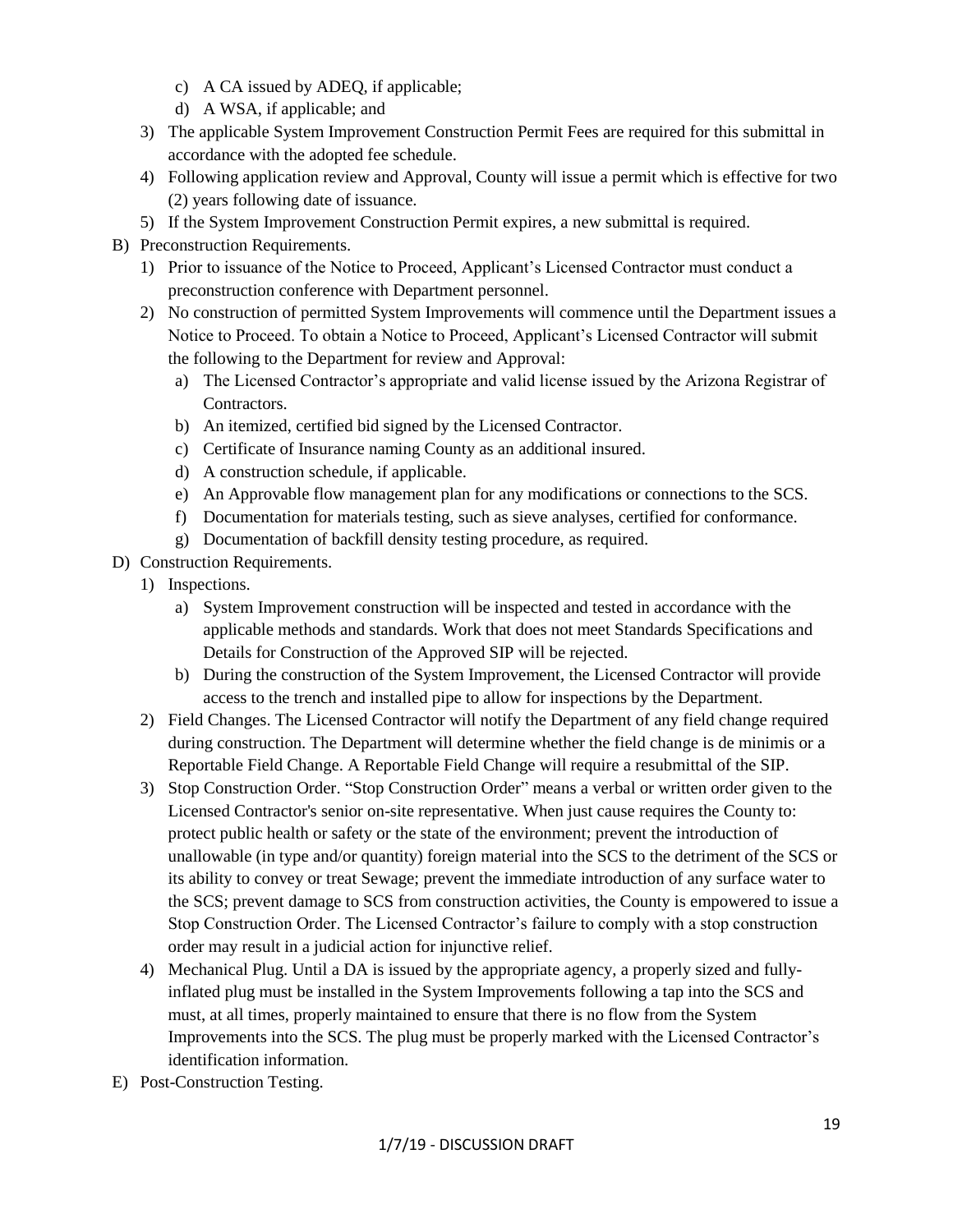c) A CA issued by ADEQ, if applicable;
   d) A WSA, if applicable; and
3) The applicable System Improvement Construction Permit Fees are required for this submittal in accordance with the adopted fee schedule.
4) Following application review and Approval, County will issue a permit which is effective for two (2) years following date of issuance.
5) If the System Improvement Construction Permit expires, a new submittal is required.

B) Preconstruction Requirements.
   1) Prior to issuance of the Notice to Proceed, Applicant's Licensed Contractor must conduct a preconstruction conference with Department personnel.
   2) No construction of permitted System Improvements will commence until the Department issues a Notice to Proceed. To obtain a Notice to Proceed, Applicant's Licensed Contractor will submit the following to the Department for review and Approval:
      a) The Licensed Contractor's appropriate and valid license issued by the Arizona Registrar of Contractors.
      b) An itemized, certified bid signed by the Licensed Contractor.
      c) Certificate of Insurance naming County as an additional insured.
      d) A construction schedule, if applicable.
      e) An Approvable flow management plan for any modifications or connections to the SCS.
      f) Documentation for materials testing, such as sieve analyses, certified for conformance.
      g) Documentation of backfill density testing procedure, as required.

D) Construction Requirements.
   1) Inspections.
      a) System Improvement construction will be inspected and tested in accordance with the applicable methods and standards. Work that does not meet Standards Specifications and Details for Construction of the Approved SIP will be rejected.
      b) During the construction of the System Improvement, the Licensed Contractor will provide access to the trench and installed pipe to allow for inspections by the Department.
   2) Field Changes. The Licensed Contractor will notify the Department of any field change required during construction. The Department will determine whether the field change is de minimis or a Reportable Field Change. A Reportable Field Change will require a resubmittal of the SIP.
   3) Stop Construction Order. "Stop Construction Order" means a verbal or written order given to the Licensed Contractor's senior on-site representative. When just cause requires the County to: protect public health or safety or the state of the environment; prevent the introduction of unallowable (in type and/or quantity) foreign material into the SCS to the detriment of the SCS or its ability to convey or treat Sewage; prevent the immediate introduction of any surface water to the SCS; prevent damage to SCS from construction activities, the County is empowered to issue a Stop Construction Order. The Licensed Contractor's failure to comply with a stop construction order may result in a judicial action for injunctive relief.
   4) Mechanical Plug. Until a DA is issued by the appropriate agency, a properly sized and fully-inflated plug must be installed in the System Improvements following a tap into the SCS and must, at all times, properly maintained to ensure that there is no flow from the System Improvements into the SCS. The plug must be properly marked with the Licensed Contractor's identification information.

E) Post-Construction Testing.

1/7/19 - DISCUSSION DRAFT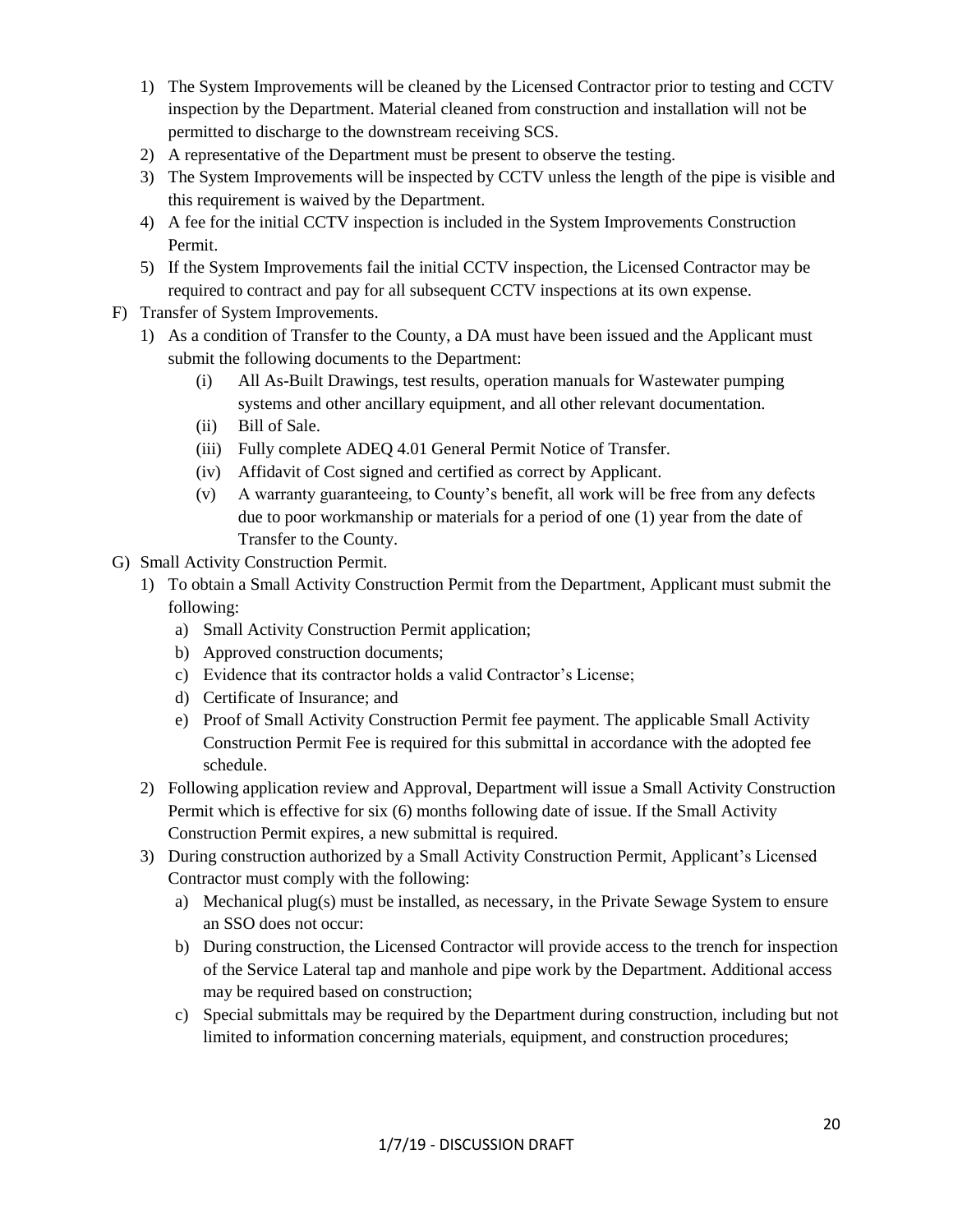1) The System Improvements will be cleaned by the Licensed Contractor prior to testing and CCTV inspection by the Department. Material cleaned from construction and installation will not be permitted to discharge to the downstream receiving SCS.
2) A representative of the Department must be present to observe the testing.
3) The System Improvements will be inspected by CCTV unless the length of the pipe is visible and this requirement is waived by the Department.
4) A fee for the initial CCTV inspection is included in the System Improvements Construction Permit.
5) If the System Improvements fail the initial CCTV inspection, the Licensed Contractor may be required to contract and pay for all subsequent CCTV inspections at its own expense.

F) Transfer of System Improvements.

1) As a condition of Transfer to the County, a DA must have been issued and the Applicant must submit the following documents to the Department:
   - (i) All As-Built Drawings, test results, operation manuals for Wastewater pumping systems and other ancillary equipment, and all other relevant documentation.
   - (ii) Bill of Sale.
   - (iii) Fully complete ADEQ 4.01 General Permit Notice of Transfer.
   - (iv) Affidavit of Cost signed and certified as correct by Applicant.
   - (v) A warranty guaranteeing, to County's benefit, all work will be free from any defects due to poor workmanship or materials for a period of one (1) year from the date of Transfer to the County.

G) Small Activity Construction Permit.

1) To obtain a Small Activity Construction Permit from the Department, Applicant must submit the following:
   - a) Small Activity Construction Permit application;
   - b) Approved construction documents;
   - c) Evidence that its contractor holds a valid Contractor's License;
   - d) Certificate of Insurance; and
   - e) Proof of Small Activity Construction Permit fee payment. The applicable Small Activity Construction Permit Fee is required for this submittal in accordance with the adopted fee schedule.
2) Following application review and Approval, Department will issue a Small Activity Construction Permit which is effective for six (6) months following date of issue. If the Small Activity Construction Permit expires, a new submittal is required.
3) During construction authorized by a Small Activity Construction Permit, Applicant's Licensed Contractor must comply with the following:
   - a) Mechanical plug(s) must be installed, as necessary, in the Private Sewage System to ensure an SSO does not occur:
   - b) During construction, the Licensed Contractor will provide access to the trench for inspection of the Service Lateral tap and manhole and pipe work by the Department. Additional access may be required based on construction;
   - c) Special submittals may be required by the Department during construction, including but not limited to information concerning materials, equipment, and construction procedures;

1/7/19 - DISCUSSION DRAFT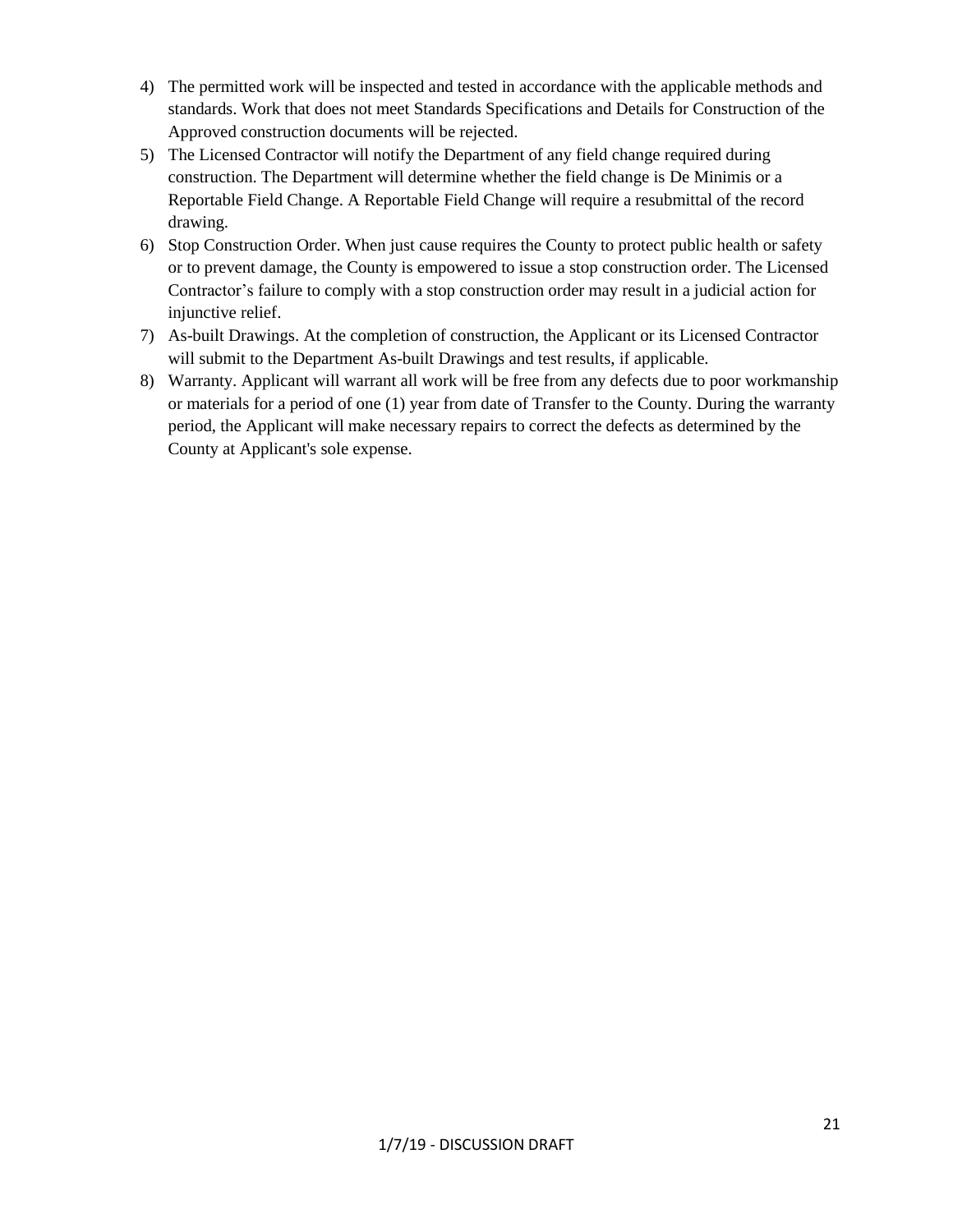4) The permitted work will be inspected and tested in accordance with the applicable methods and standards. Work that does not meet Standards Specifications and Details for Construction of the Approved construction documents will be rejected.
5) The Licensed Contractor will notify the Department of any field change required during construction. The Department will determine whether the field change is De Minimis or a Reportable Field Change. A Reportable Field Change will require a resubmittal of the record drawing.
6) Stop Construction Order. When just cause requires the County to protect public health or safety or to prevent damage, the County is empowered to issue a stop construction order. The Licensed Contractor's failure to comply with a stop construction order may result in a judicial action for injunctive relief.
7) As-built Drawings. At the completion of construction, the Applicant or its Licensed Contractor will submit to the Department As-built Drawings and test results, if applicable.
8) Warranty. Applicant will warrant all work will be free from any defects due to poor workmanship or materials for a period of one (1) year from date of Transfer to the County. During the warranty period, the Applicant will make necessary repairs to correct the defects as determined by the County at Applicant's sole expense.

1/7/19 - DISCUSSION DRAFT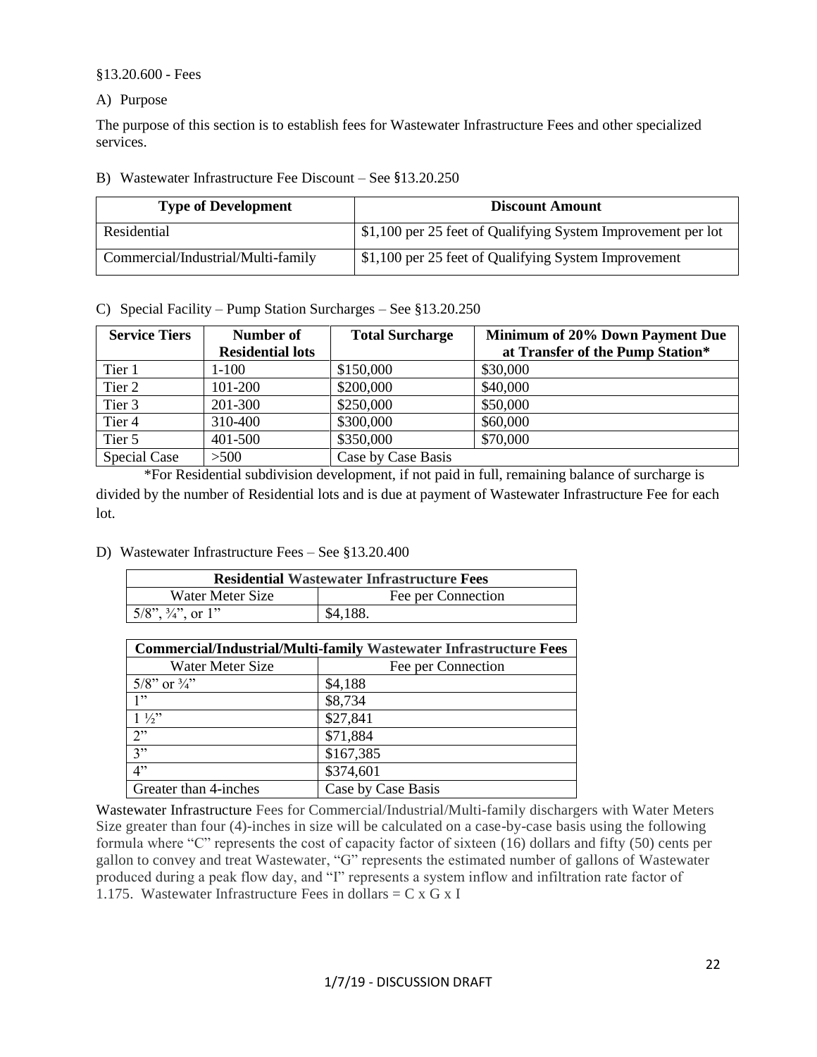§13.20.600 - Fees

A) Purpose

The purpose of this section is to establish fees for Wastewater Infrastructure Fees and other specialized services.

B) Wastewater Infrastructure Fee Discount – See §13.20.250

| Type of Development | Discount Amount |
|---|---|
| Residential | $1,100 per 25 feet of Qualifying System Improvement per lot |
| Commercial/Industrial/Multi-family | $1,100 per 25 feet of Qualifying System Improvement |

C) Special Facility – Pump Station Surcharges – See §13.20.250

| Service Tiers | Number of Residential lots | Total Surcharge | Minimum of 20% Down Payment Due at Transfer of the Pump Station* |
|---|---|---|---|
| Tier 1 | 1-100 | $150,000 | $30,000 |
| Tier 2 | 101-200 | $200,000 | $40,000 |
| Tier 3 | 201-300 | $250,000 | $50,000 |
| Tier 4 | 310-400 | $300,000 | $60,000 |
| Tier 5 | 401-500 | $350,000 | $70,000 |
| Special Case | >500 | Case by Case Basis | |

*For Residential subdivision development, if not paid in full, remaining balance of surcharge is divided by the number of Residential lots and is due at payment of Wastewater Infrastructure Fee for each lot.

D) Wastewater Infrastructure Fees – See §13.20.400

| Residential Wastewater Infrastructure Fees | |
|---|---|
| Water Meter Size | Fee per Connection |
| 5/8", ¾", or 1" | $4,188. |

| Commercial/Industrial/Multi-family Wastewater Infrastructure Fees | |
|---|---|
| Water Meter Size | Fee per Connection |
| 5/8" or ¾" | $4,188 |
| 1" | $8,734 |
| 1 ½" | $27,841 |
| 2" | $71,884 |
| 3" | $167,385 |
| 4" | $374,601 |
| Greater than 4-inches | Case by Case Basis |

Wastewater Infrastructure Fees for Commercial/Industrial/Multi-family dischargers with Water Meters Size greater than four (4)-inches in size will be calculated on a case-by-case basis using the following formula where "C" represents the cost of capacity factor of sixteen (16) dollars and fifty (50) cents per gallon to convey and treat Wastewater, "G" represents the estimated number of gallons of Wastewater produced during a peak flow day, and "I" represents a system inflow and infiltration rate factor of 1.175. Wastewater Infrastructure Fees in dollars = $C \times G \times I$

1/7/19 - DISCUSSION DRAFT